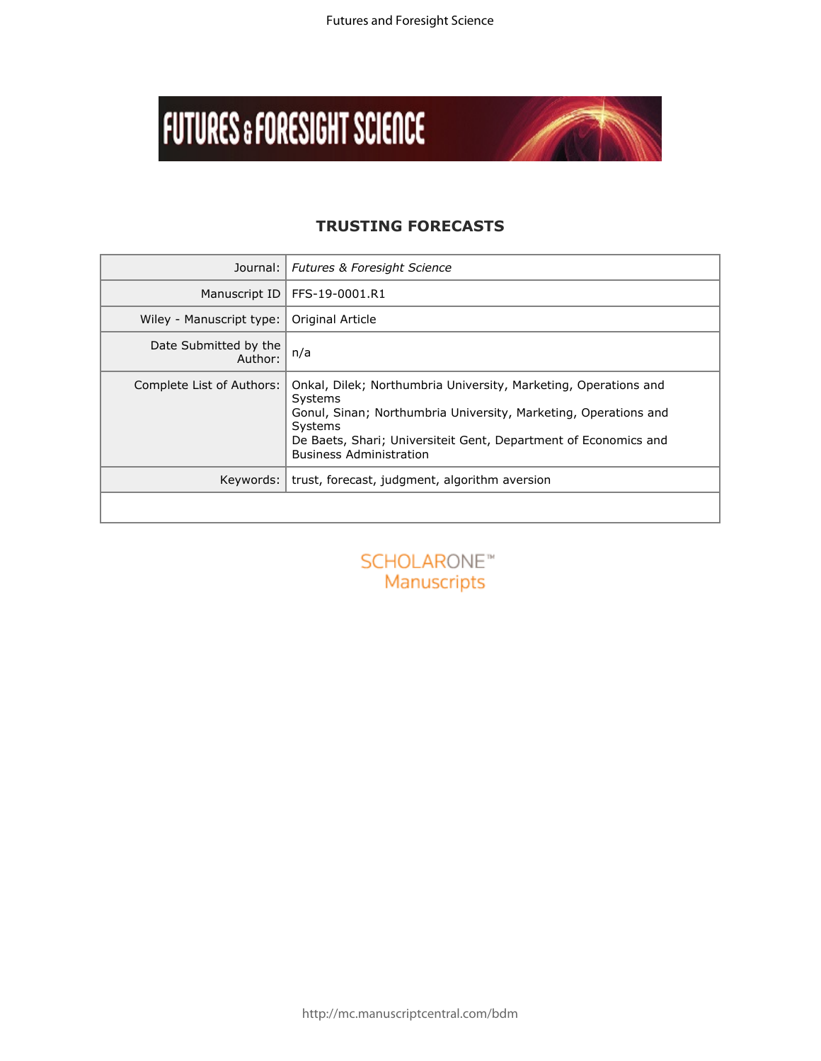# TRUSTING FORECASTS

| | |
|---|---|
| Journal: | *Futures & Foresight Science* |
| Manuscript ID | FFS-19-0001.R1 |
| Wiley - Manuscript type: | Original Article |
| Date Submitted by the Author: | n/a |
| Complete List of Authors: | Onkal, Dilek; Northumbria University, Marketing, Operations and Systems<br>Gonul, Sinan; Northumbria University, Marketing, Operations and Systems<br>De Baets, Shari; Universiteit Gent, Department of Economics and Business Administration |
| Keywords: | trust, forecast, judgment, algorithm aversion |
| | |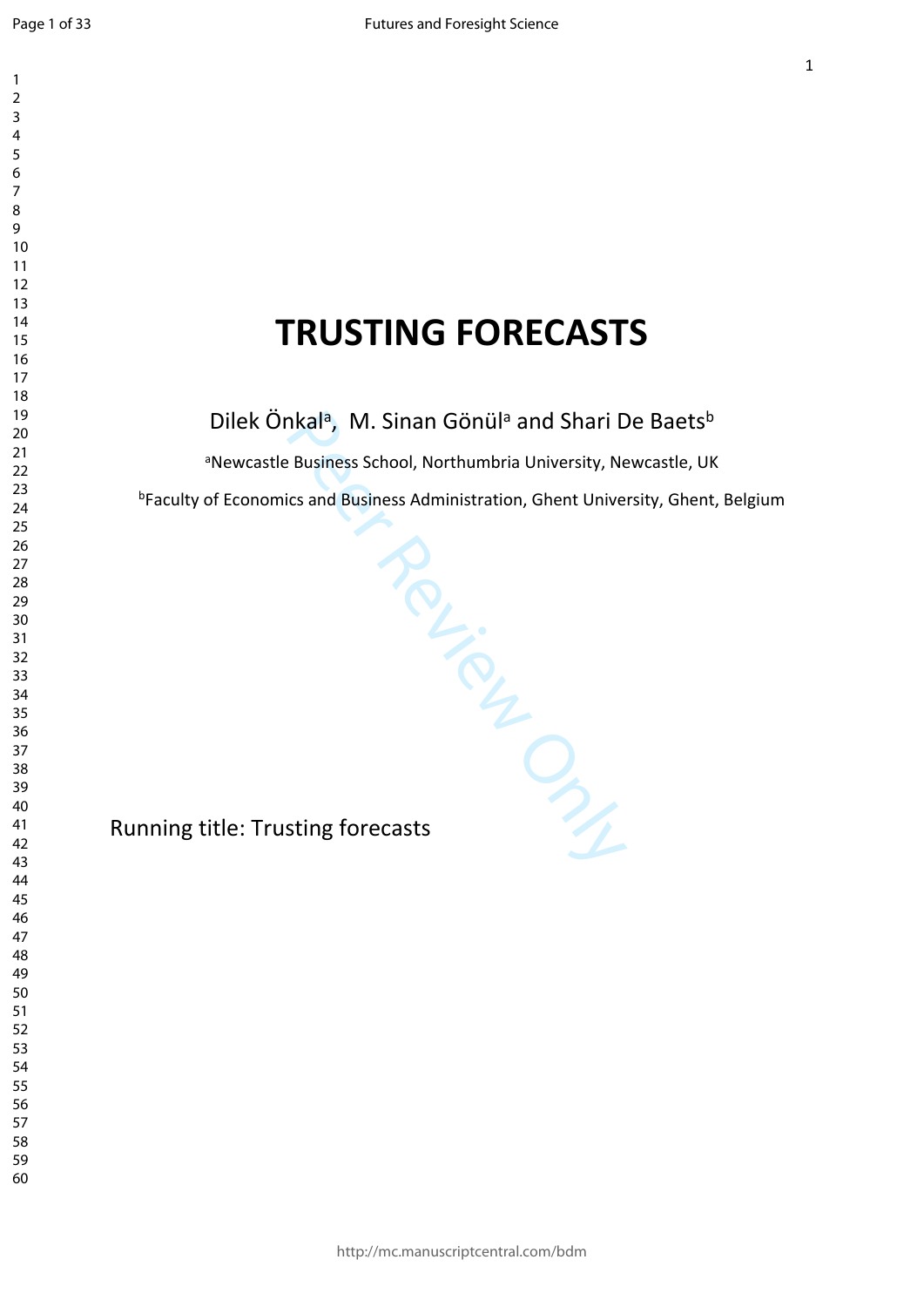# TRUSTING FORECASTS

Dilek Önkal[a], M. Sinan Gönül[a] and Shari De Baets[b]

[a]Newcastle Business School, Northumbria University, Newcastle, UK

[b]Faculty of Economics and Business Administration, Ghent University, Ghent, Belgium

Running title: Trusting forecasts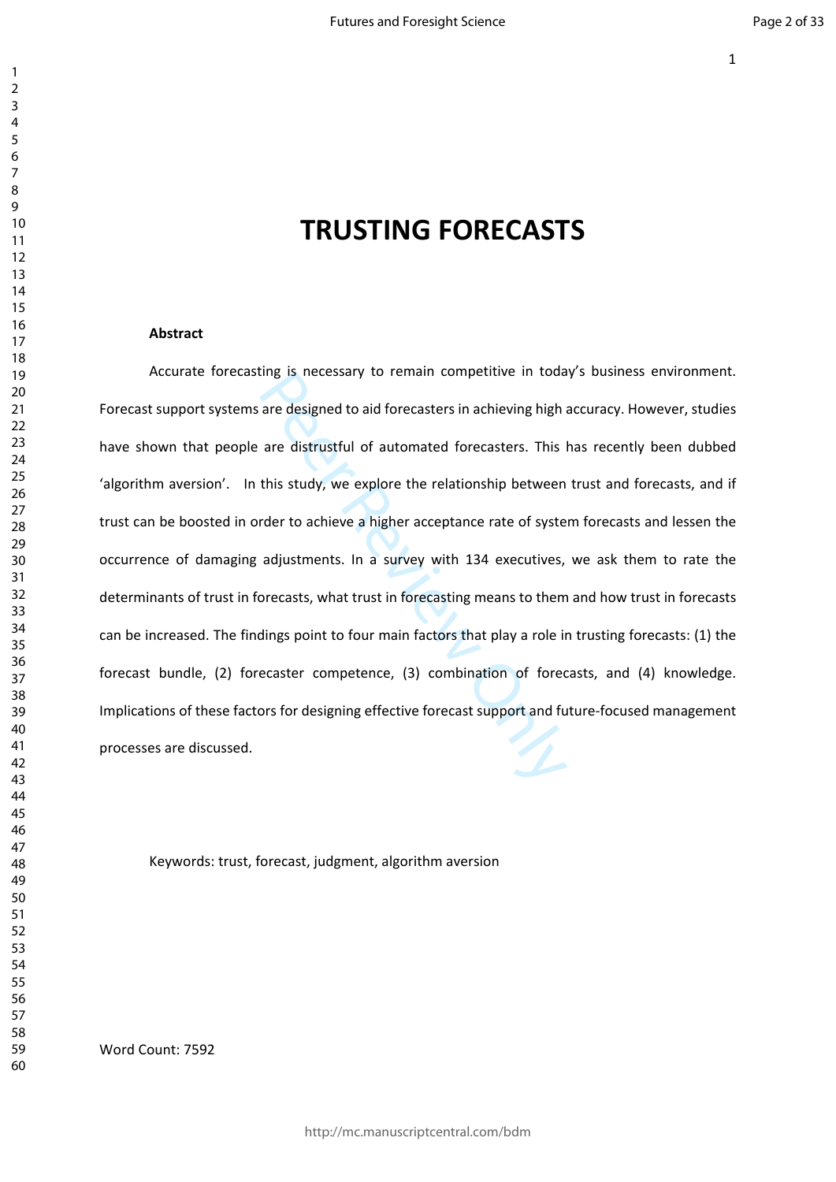# TRUSTING FORECASTS

**Abstract**

Accurate forecasting is necessary to remain competitive in today's business environment. Forecast support systems are designed to aid forecasters in achieving high accuracy. However, studies have shown that people are distrustful of automated forecasters. This has recently been dubbed 'algorithm aversion'. In this study, we explore the relationship between trust and forecasts, and if trust can be boosted in order to achieve a higher acceptance rate of system forecasts and lessen the occurrence of damaging adjustments. In a survey with 134 executives, we ask them to rate the determinants of trust in forecasts, what trust in forecasting means to them and how trust in forecasts can be increased. The findings point to four main factors that play a role in trusting forecasts: (1) the forecast bundle, (2) forecaster competence, (3) combination of forecasts, and (4) knowledge. Implications of these factors for designing effective forecast support and future-focused management processes are discussed.

Keywords: trust, forecast, judgment, algorithm aversion

Word Count: 7592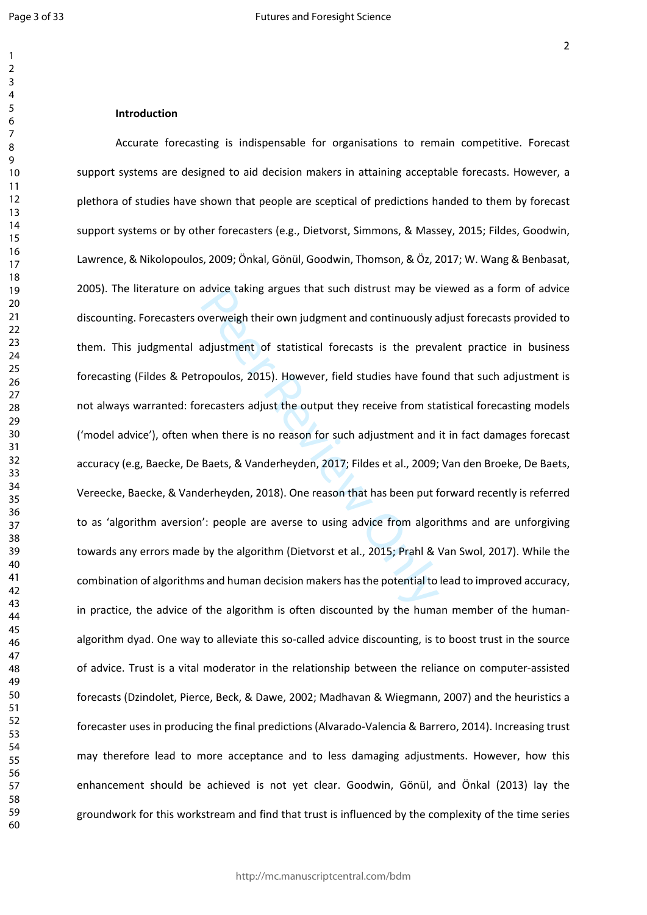## Introduction

Accurate forecasting is indispensable for organisations to remain competitive. Forecast support systems are designed to aid decision makers in attaining acceptable forecasts. However, a plethora of studies have shown that people are sceptical of predictions handed to them by forecast support systems or by other forecasters (e.g., Dietvorst, Simmons, & Massey, 2015; Fildes, Goodwin, Lawrence, & Nikolopoulos, 2009; Önkal, Gönül, Goodwin, Thomson, & Öz, 2017; W. Wang & Benbasat, 2005). The literature on advice taking argues that such distrust may be viewed as a form of advice discounting. Forecasters overweigh their own judgment and continuously adjust forecasts provided to them. This judgmental adjustment of statistical forecasts is the prevalent practice in business forecasting (Fildes & Petropoulos, 2015). However, field studies have found that such adjustment is not always warranted: forecasters adjust the output they receive from statistical forecasting models ('model advice'), often when there is no reason for such adjustment and it in fact damages forecast accuracy (e.g, Baecke, De Baets, & Vanderheyden, 2017; Fildes et al., 2009; Van den Broeke, De Baets, Vereecke, Baecke, & Vanderheyden, 2018). One reason that has been put forward recently is referred to as 'algorithm aversion': people are averse to using advice from algorithms and are unforgiving towards any errors made by the algorithm (Dietvorst et al., 2015; Prahl & Van Swol, 2017). While the combination of algorithms and human decision makers has the potential to lead to improved accuracy, in practice, the advice of the algorithm is often discounted by the human member of the human-algorithm dyad. One way to alleviate this so-called advice discounting, is to boost trust in the source of advice. Trust is a vital moderator in the relationship between the reliance on computer-assisted forecasts (Dzindolet, Pierce, Beck, & Dawe, 2002; Madhavan & Wiegmann, 2007) and the heuristics a forecaster uses in producing the final predictions (Alvarado-Valencia & Barrero, 2014). Increasing trust may therefore lead to more acceptance and to less damaging adjustments. However, how this enhancement should be achieved is not yet clear. Goodwin, Gönül, and Önkal (2013) lay the groundwork for this workstream and find that trust is influenced by the complexity of the time series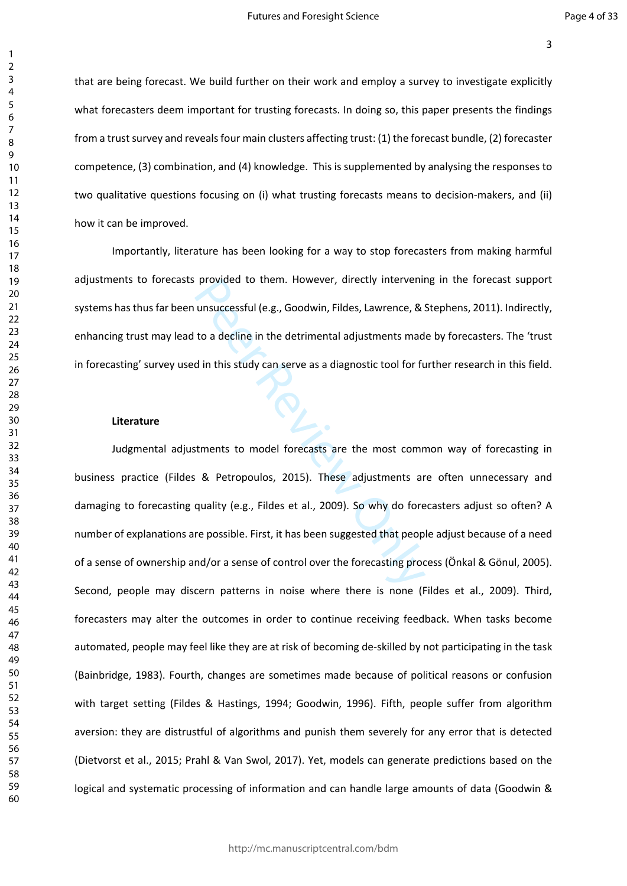that are being forecast. We build further on their work and employ a survey to investigate explicitly what forecasters deem important for trusting forecasts. In doing so, this paper presents the findings from a trust survey and reveals four main clusters affecting trust: (1) the forecast bundle, (2) forecaster competence, (3) combination, and (4) knowledge. This is supplemented by analysing the responses to two qualitative questions focusing on (i) what trusting forecasts means to decision-makers, and (ii) how it can be improved.

Importantly, literature has been looking for a way to stop forecasters from making harmful adjustments to forecasts provided to them. However, directly intervening in the forecast support systems has thus far been unsuccessful (e.g., Goodwin, Fildes, Lawrence, & Stephens, 2011). Indirectly, enhancing trust may lead to a decline in the detrimental adjustments made by forecasters. The 'trust in forecasting' survey used in this study can serve as a diagnostic tool for further research in this field.

**Literature**

Judgmental adjustments to model forecasts are the most common way of forecasting in business practice (Fildes & Petropoulos, 2015). These adjustments are often unnecessary and damaging to forecasting quality (e.g., Fildes et al., 2009). So why do forecasters adjust so often? A number of explanations are possible. First, it has been suggested that people adjust because of a need of a sense of ownership and/or a sense of control over the forecasting process (Önkal & Gönul, 2005). Second, people may discern patterns in noise where there is none (Fildes et al., 2009). Third, forecasters may alter the outcomes in order to continue receiving feedback. When tasks become automated, people may feel like they are at risk of becoming de-skilled by not participating in the task (Bainbridge, 1983). Fourth, changes are sometimes made because of political reasons or confusion with target setting (Fildes & Hastings, 1994; Goodwin, 1996). Fifth, people suffer from algorithm aversion: they are distrustful of algorithms and punish them severely for any error that is detected (Dietvorst et al., 2015; Prahl & Van Swol, 2017). Yet, models can generate predictions based on the logical and systematic processing of information and can handle large amounts of data (Goodwin &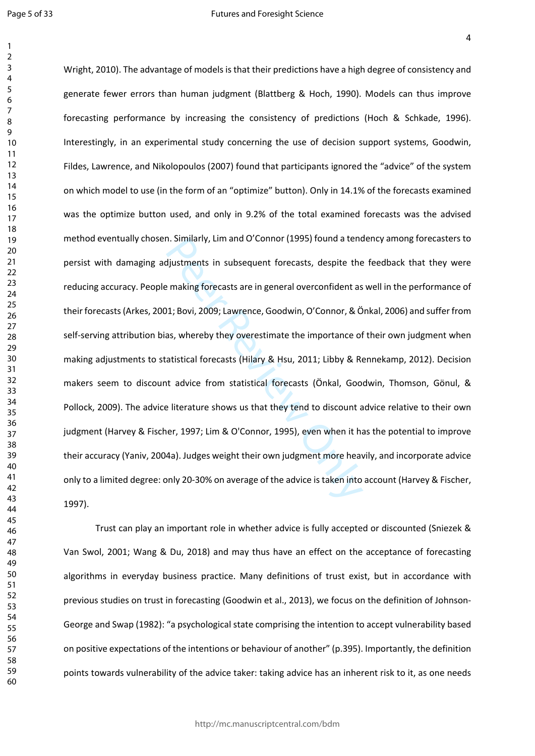Wright, 2010). The advantage of models is that their predictions have a high degree of consistency and generate fewer errors than human judgment (Blattberg & Hoch, 1990). Models can thus improve forecasting performance by increasing the consistency of predictions (Hoch & Schkade, 1996). Interestingly, in an experimental study concerning the use of decision support systems, Goodwin, Fildes, Lawrence, and Nikolopoulos (2007) found that participants ignored the "advice" of the system on which model to use (in the form of an "optimize" button). Only in 14.1% of the forecasts examined was the optimize button used, and only in 9.2% of the total examined forecasts was the advised method eventually chosen. Similarly, Lim and O'Connor (1995) found a tendency among forecasters to persist with damaging adjustments in subsequent forecasts, despite the feedback that they were reducing accuracy. People making forecasts are in general overconfident as well in the performance of their forecasts (Arkes, 2001; Bovi, 2009; Lawrence, Goodwin, O'Connor, & Önkal, 2006) and suffer from self-serving attribution bias, whereby they overestimate the importance of their own judgment when making adjustments to statistical forecasts (Hilary & Hsu, 2011; Libby & Rennekamp, 2012). Decision makers seem to discount advice from statistical forecasts (Önkal, Goodwin, Thomson, Gönul, & Pollock, 2009). The advice literature shows us that they tend to discount advice relative to their own judgment (Harvey & Fischer, 1997; Lim & O'Connor, 1995), even when it has the potential to improve their accuracy (Yaniv, 2004a). Judges weight their own judgment more heavily, and incorporate advice only to a limited degree: only 20-30% on average of the advice is taken into account (Harvey & Fischer, 1997).

Trust can play an important role in whether advice is fully accepted or discounted (Sniezek & Van Swol, 2001; Wang & Du, 2018) and may thus have an effect on the acceptance of forecasting algorithms in everyday business practice. Many definitions of trust exist, but in accordance with previous studies on trust in forecasting (Goodwin et al., 2013), we focus on the definition of Johnson-George and Swap (1982): "a psychological state comprising the intention to accept vulnerability based on positive expectations of the intentions or behaviour of another" (p.395). Importantly, the definition points towards vulnerability of the advice taker: taking advice has an inherent risk to it, as one needs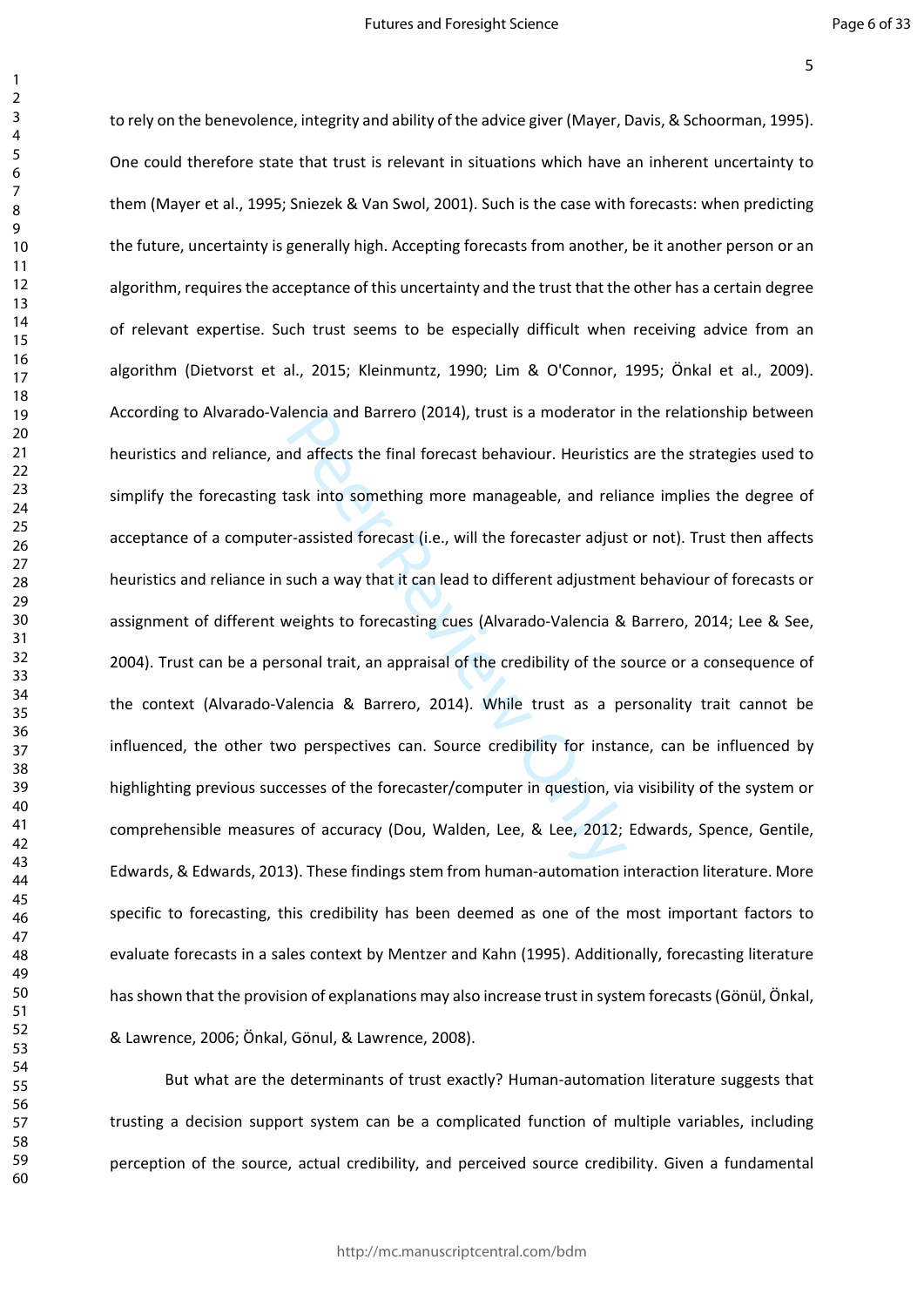to rely on the benevolence, integrity and ability of the advice giver (Mayer, Davis, & Schoorman, 1995). One could therefore state that trust is relevant in situations which have an inherent uncertainty to them (Mayer et al., 1995; Sniezek & Van Swol, 2001). Such is the case with forecasts: when predicting the future, uncertainty is generally high. Accepting forecasts from another, be it another person or an algorithm, requires the acceptance of this uncertainty and the trust that the other has a certain degree of relevant expertise. Such trust seems to be especially difficult when receiving advice from an algorithm (Dietvorst et al., 2015; Kleinmuntz, 1990; Lim & O'Connor, 1995; Önkal et al., 2009). According to Alvarado-Valencia and Barrero (2014), trust is a moderator in the relationship between heuristics and reliance, and affects the final forecast behaviour. Heuristics are the strategies used to simplify the forecasting task into something more manageable, and reliance implies the degree of acceptance of a computer-assisted forecast (i.e., will the forecaster adjust or not). Trust then affects heuristics and reliance in such a way that it can lead to different adjustment behaviour of forecasts or assignment of different weights to forecasting cues (Alvarado-Valencia & Barrero, 2014; Lee & See, 2004). Trust can be a personal trait, an appraisal of the credibility of the source or a consequence of the context (Alvarado-Valencia & Barrero, 2014). While trust as a personality trait cannot be influenced, the other two perspectives can. Source credibility for instance, can be influenced by highlighting previous successes of the forecaster/computer in question, via visibility of the system or comprehensible measures of accuracy (Dou, Walden, Lee, & Lee, 2012; Edwards, Spence, Gentile, Edwards, & Edwards, 2013). These findings stem from human-automation interaction literature. More specific to forecasting, this credibility has been deemed as one of the most important factors to evaluate forecasts in a sales context by Mentzer and Kahn (1995). Additionally, forecasting literature has shown that the provision of explanations may also increase trust in system forecasts (Gönül, Önkal, & Lawrence, 2006; Önkal, Gönul, & Lawrence, 2008).

But what are the determinants of trust exactly? Human-automation literature suggests that trusting a decision support system can be a complicated function of multiple variables, including perception of the source, actual credibility, and perceived source credibility. Given a fundamental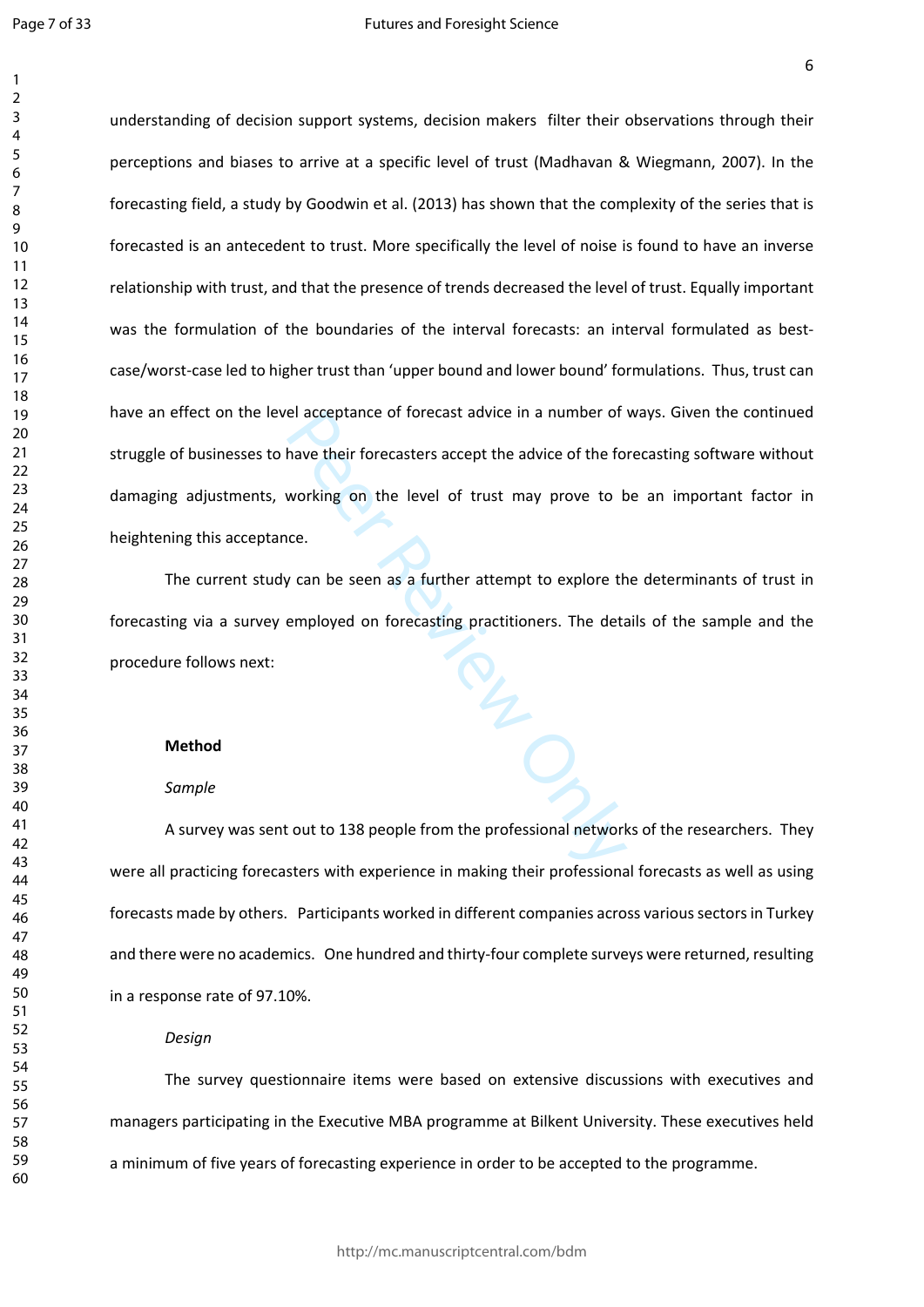understanding of decision support systems, decision makers filter their observations through their perceptions and biases to arrive at a specific level of trust (Madhavan & Wiegmann, 2007). In the forecasting field, a study by Goodwin et al. (2013) has shown that the complexity of the series that is forecasted is an antecedent to trust. More specifically the level of noise is found to have an inverse relationship with trust, and that the presence of trends decreased the level of trust. Equally important was the formulation of the boundaries of the interval forecasts: an interval formulated as best-case/worst-case led to higher trust than 'upper bound and lower bound' formulations. Thus, trust can have an effect on the level acceptance of forecast advice in a number of ways. Given the continued struggle of businesses to have their forecasters accept the advice of the forecasting software without damaging adjustments, working on the level of trust may prove to be an important factor in heightening this acceptance.

The current study can be seen as a further attempt to explore the determinants of trust in forecasting via a survey employed on forecasting practitioners. The details of the sample and the procedure follows next:

## Method

### *Sample*

A survey was sent out to 138 people from the professional networks of the researchers. They were all practicing forecasters with experience in making their professional forecasts as well as using forecasts made by others. Participants worked in different companies across various sectors in Turkey and there were no academics. One hundred and thirty-four complete surveys were returned, resulting in a response rate of 97.10%.

### *Design*

The survey questionnaire items were based on extensive discussions with executives and managers participating in the Executive MBA programme at Bilkent University. These executives held a minimum of five years of forecasting experience in order to be accepted to the programme.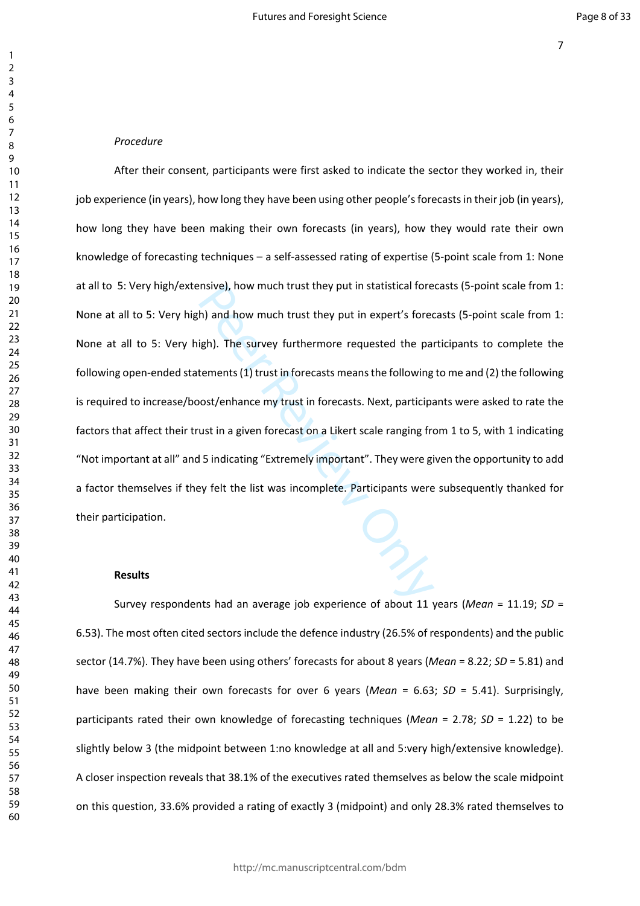*Procedure*

After their consent, participants were first asked to indicate the sector they worked in, their job experience (in years), how long they have been using other people's forecasts in their job (in years), how long they have been making their own forecasts (in years), how they would rate their own knowledge of forecasting techniques – a self-assessed rating of expertise (5-point scale from 1: None at all to 5: Very high/extensive), how much trust they put in statistical forecasts (5-point scale from 1: None at all to 5: Very high) and how much trust they put in expert's forecasts (5-point scale from 1: None at all to 5: Very high). The survey furthermore requested the participants to complete the following open-ended statements (1) trust in forecasts means the following to me and (2) the following is required to increase/boost/enhance my trust in forecasts. Next, participants were asked to rate the factors that affect their trust in a given forecast on a Likert scale ranging from 1 to 5, with 1 indicating "Not important at all" and 5 indicating "Extremely important". They were given the opportunity to add a factor themselves if they felt the list was incomplete. Participants were subsequently thanked for their participation.

**Results**

Survey respondents had an average job experience of about 11 years (*Mean* = 11.19; *SD* = 6.53). The most often cited sectors include the defence industry (26.5% of respondents) and the public sector (14.7%). They have been using others' forecasts for about 8 years (*Mean* = 8.22; *SD* = 5.81) and have been making their own forecasts for over 6 years (*Mean* = 6.63; *SD* = 5.41). Surprisingly, participants rated their own knowledge of forecasting techniques (*Mean* = 2.78; *SD* = 1.22) to be slightly below 3 (the midpoint between 1:no knowledge at all and 5:very high/extensive knowledge). A closer inspection reveals that 38.1% of the executives rated themselves as below the scale midpoint on this question, 33.6% provided a rating of exactly 3 (midpoint) and only 28.3% rated themselves to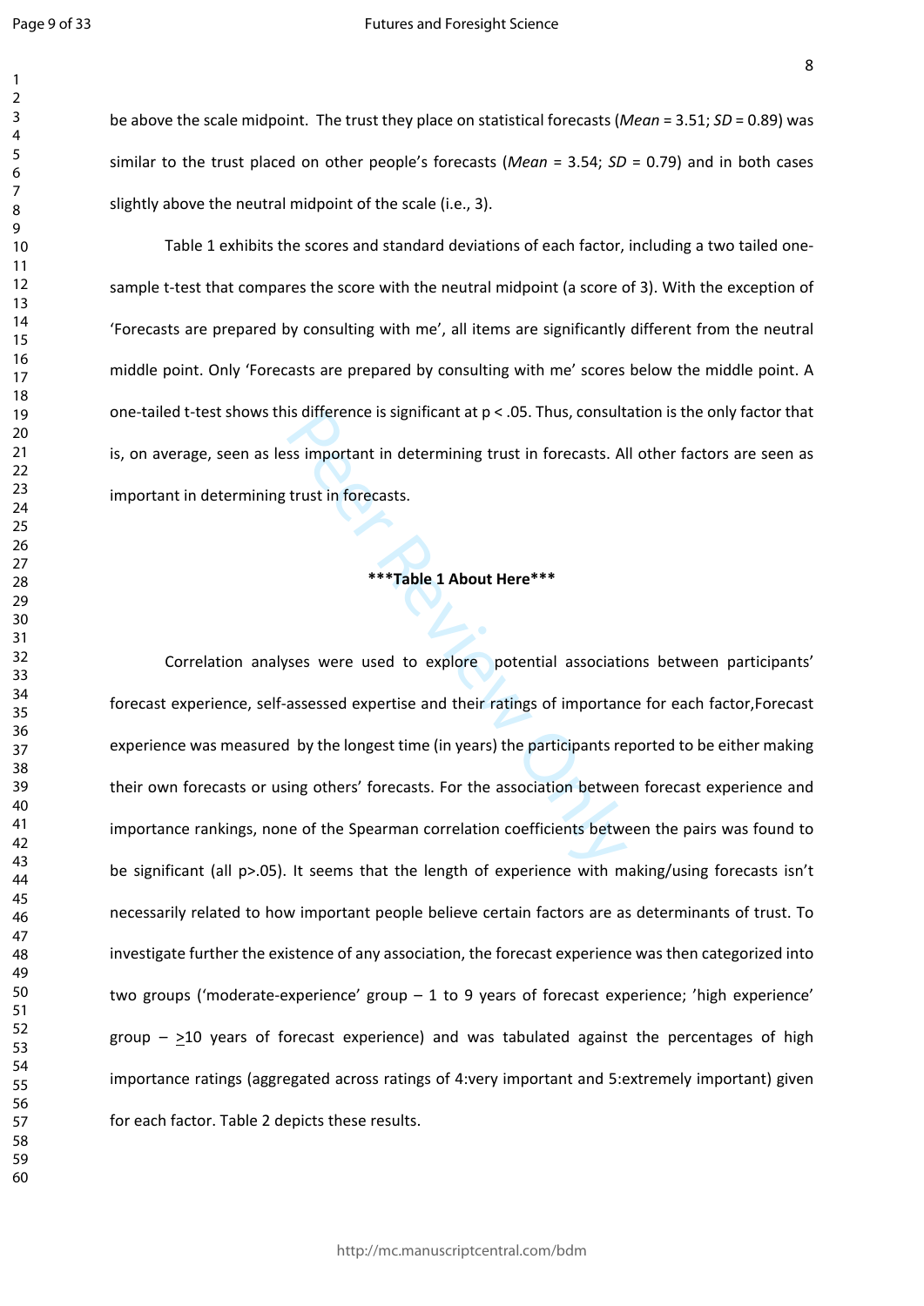be above the scale midpoint. The trust they place on statistical forecasts (*Mean* = 3.51; *SD* = 0.89) was similar to the trust placed on other people's forecasts (*Mean* = 3.54; *SD* = 0.79) and in both cases slightly above the neutral midpoint of the scale (i.e., 3).

Table 1 exhibits the scores and standard deviations of each factor, including a two tailed one-sample t-test that compares the score with the neutral midpoint (a score of 3). With the exception of 'Forecasts are prepared by consulting with me', all items are significantly different from the neutral middle point. Only 'Forecasts are prepared by consulting with me' scores below the middle point. A one-tailed t-test shows this difference is significant at $p < .05$. Thus, consultation is the only factor that is, on average, seen as less important in determining trust in forecasts. All other factors are seen as important in determining trust in forecasts.

**\*\*\*Table 1 About Here\*\*\***

Correlation analyses were used to explore potential associations between participants' forecast experience, self-assessed expertise and their ratings of importance for each factor,Forecast experience was measured by the longest time (in years) the participants reported to be either making their own forecasts or using others' forecasts. For the association between forecast experience and importance rankings, none of the Spearman correlation coefficients between the pairs was found to be significant (all $p > .05$). It seems that the length of experience with making/using forecasts isn't necessarily related to how important people believe certain factors are as determinants of trust. To investigate further the existence of any association, the forecast experience was then categorized into two groups ('moderate-experience' group – 1 to 9 years of forecast experience; 'high experience' group – $\geq$10 years of forecast experience) and was tabulated against the percentages of high importance ratings (aggregated across ratings of 4:very important and 5:extremely important) given for each factor. Table 2 depicts these results.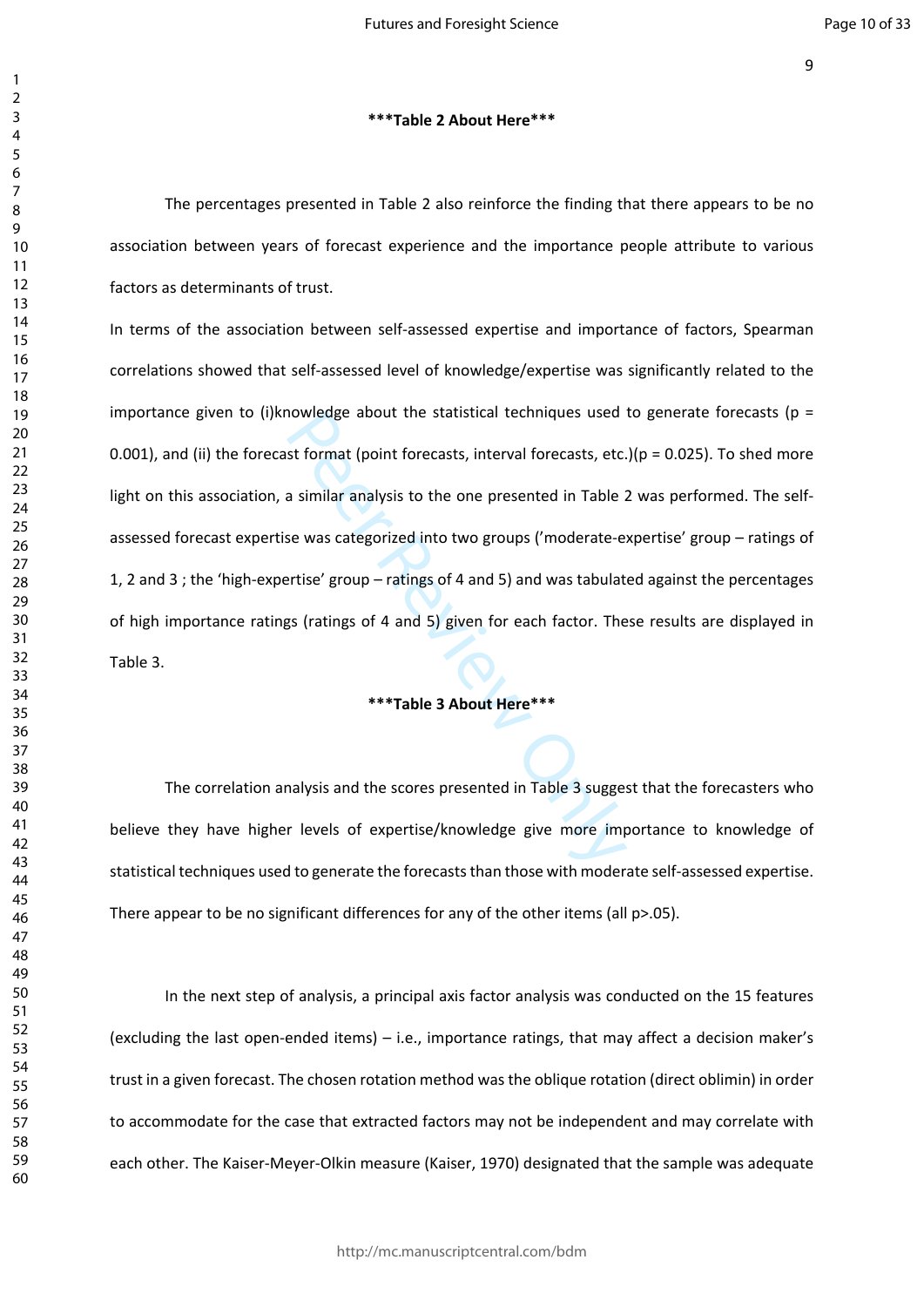***Table 2 About Here***

The percentages presented in Table 2 also reinforce the finding that there appears to be no association between years of forecast experience and the importance people attribute to various factors as determinants of trust.

In terms of the association between self-assessed expertise and importance of factors, Spearman correlations showed that self-assessed level of knowledge/expertise was significantly related to the importance given to (i)knowledge about the statistical techniques used to generate forecasts ($p = 0.001$), and (ii) the forecast format (point forecasts, interval forecasts, etc.)($p = 0.025$). To shed more light on this association, a similar analysis to the one presented in Table 2 was performed. The self-assessed forecast expertise was categorized into two groups ('moderate-expertise' group – ratings of 1, 2 and 3 ; the 'high-expertise' group – ratings of 4 and 5) and was tabulated against the percentages of high importance ratings (ratings of 4 and 5) given for each factor. These results are displayed in Table 3.

***Table 3 About Here***

The correlation analysis and the scores presented in Table 3 suggest that the forecasters who believe they have higher levels of expertise/knowledge give more importance to knowledge of statistical techniques used to generate the forecasts than those with moderate self-assessed expertise. There appear to be no significant differences for any of the other items (all $p>.05$).

In the next step of analysis, a principal axis factor analysis was conducted on the 15 features (excluding the last open-ended items) – i.e., importance ratings, that may affect a decision maker's trust in a given forecast. The chosen rotation method was the oblique rotation (direct oblimin) in order to accommodate for the case that extracted factors may not be independent and may correlate with each other. The Kaiser-Meyer-Olkin measure (Kaiser, 1970) designated that the sample was adequate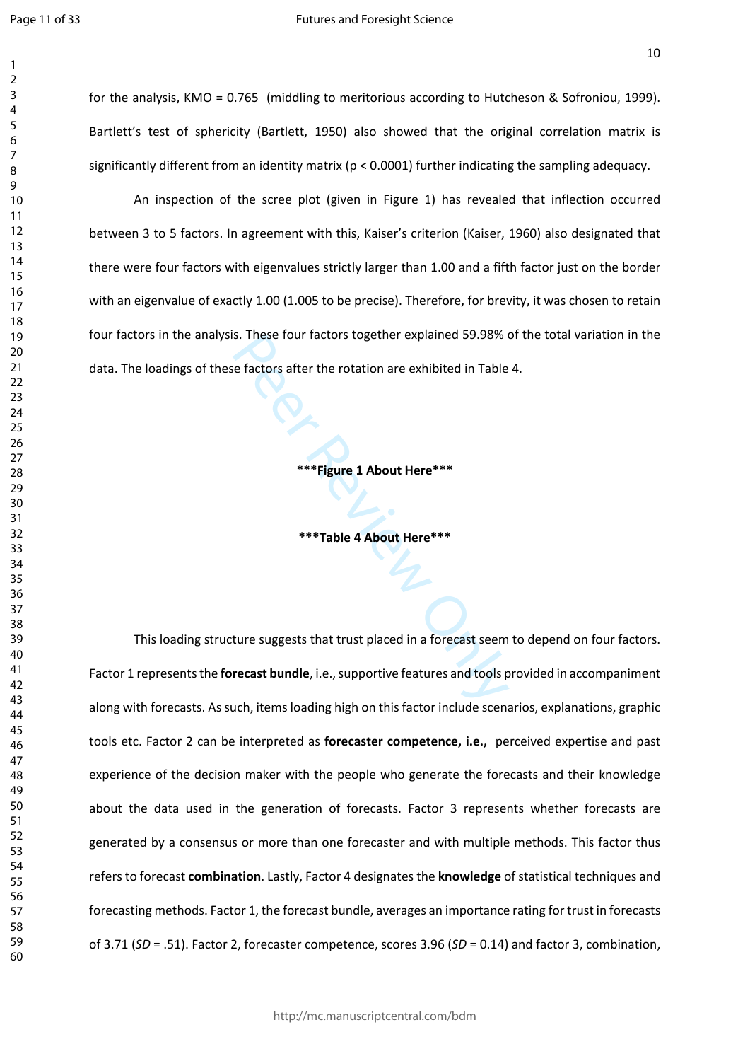for the analysis, KMO = 0.765 (middling to meritorious according to Hutcheson & Sofroniou, 1999). Bartlett's test of sphericity (Bartlett, 1950) also showed that the original correlation matrix is significantly different from an identity matrix ($p < 0.0001$) further indicating the sampling adequacy.

An inspection of the scree plot (given in Figure 1) has revealed that inflection occurred between 3 to 5 factors. In agreement with this, Kaiser's criterion (Kaiser, 1960) also designated that there were four factors with eigenvalues strictly larger than 1.00 and a fifth factor just on the border with an eigenvalue of exactly 1.00 (1.005 to be precise). Therefore, for brevity, it was chosen to retain four factors in the analysis. These four factors together explained 59.98% of the total variation in the data. The loadings of these factors after the rotation are exhibited in Table 4.

**\*\*\*Figure 1 About Here\*\*\***

**\*\*\*Table 4 About Here\*\*\***

This loading structure suggests that trust placed in a forecast seem to depend on four factors. Factor 1 represents the **forecast bundle**, i.e., supportive features and tools provided in accompaniment along with forecasts. As such, items loading high on this factor include scenarios, explanations, graphic tools etc. Factor 2 can be interpreted as **forecaster competence, i.e.,** perceived expertise and past experience of the decision maker with the people who generate the forecasts and their knowledge about the data used in the generation of forecasts. Factor 3 represents whether forecasts are generated by a consensus or more than one forecaster and with multiple methods. This factor thus refers to forecast **combination**. Lastly, Factor 4 designates the **knowledge** of statistical techniques and forecasting methods. Factor 1, the forecast bundle, averages an importance rating for trust in forecasts of 3.71 (*SD* = .51). Factor 2, forecaster competence, scores 3.96 (*SD* = 0.14) and factor 3, combination,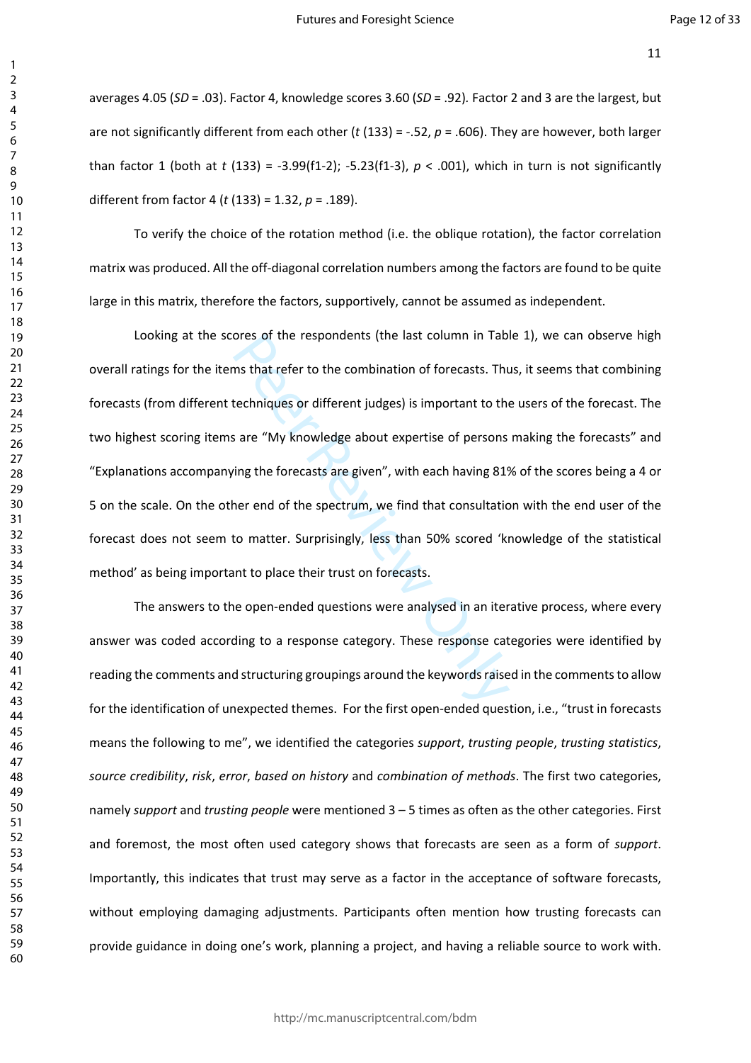averages 4.05 (*SD* = .03). Factor 4, knowledge scores 3.60 (*SD* = .92). Factor 2 and 3 are the largest, but are not significantly different from each other ($t$ (133) = -.52, $p$ = .606). They are however, both larger than factor 1 (both at $t$ (133) = -3.99(f1-2); -5.23(f1-3), $p$ < .001), which in turn is not significantly different from factor 4 ($t$ (133) = 1.32, $p$ = .189).

To verify the choice of the rotation method (i.e. the oblique rotation), the factor correlation matrix was produced. All the off-diagonal correlation numbers among the factors are found to be quite large in this matrix, therefore the factors, supportively, cannot be assumed as independent.

Looking at the scores of the respondents (the last column in Table 1), we can observe high overall ratings for the items that refer to the combination of forecasts. Thus, it seems that combining forecasts (from different techniques or different judges) is important to the users of the forecast. The two highest scoring items are "My knowledge about expertise of persons making the forecasts" and "Explanations accompanying the forecasts are given", with each having 81% of the scores being a 4 or 5 on the scale. On the other end of the spectrum, we find that consultation with the end user of the forecast does not seem to matter. Surprisingly, less than 50% scored 'knowledge of the statistical method' as being important to place their trust on forecasts.

The answers to the open-ended questions were analysed in an iterative process, where every answer was coded according to a response category. These response categories were identified by reading the comments and structuring groupings around the keywords raised in the comments to allow for the identification of unexpected themes. For the first open-ended question, i.e., "trust in forecasts means the following to me", we identified the categories *support*, *trusting people*, *trusting statistics*, *source credibility*, *risk*, *error*, *based on history* and *combination of methods*. The first two categories, namely *support* and *trusting people* were mentioned 3 – 5 times as often as the other categories. First and foremost, the most often used category shows that forecasts are seen as a form of *support*. Importantly, this indicates that trust may serve as a factor in the acceptance of software forecasts, without employing damaging adjustments. Participants often mention how trusting forecasts can provide guidance in doing one's work, planning a project, and having a reliable source to work with.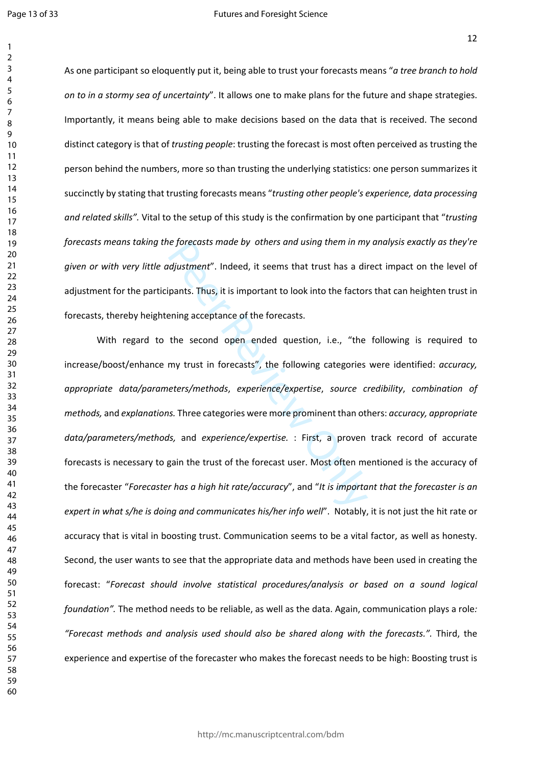As one participant so eloquently put it, being able to trust your forecasts means "*a tree branch to hold on to in a stormy sea of uncertainty*". It allows one to make plans for the future and shape strategies. Importantly, it means being able to make decisions based on the data that is received. The second distinct category is that of *trusting people*: trusting the forecast is most often perceived as trusting the person behind the numbers, more so than trusting the underlying statistics: one person summarizes it succinctly by stating that trusting forecasts means "*trusting other people's experience, data processing and related skills".* Vital to the setup of this study is the confirmation by one participant that "*trusting forecasts means taking the forecasts made by others and using them in my analysis exactly as they're given or with very little adjustment*". Indeed, it seems that trust has a direct impact on the level of adjustment for the participants. Thus, it is important to look into the factors that can heighten trust in forecasts, thereby heightening acceptance of the forecasts.

With regard to the second open ended question, i.e., "the following is required to increase/boost/enhance my trust in forecasts", the following categories were identified: *accuracy, appropriate data/parameters/methods*, *experience/expertise*, *source credibility*, *combination of methods,* and *explanations.* Three categories were more prominent than others: *accuracy, appropriate data/parameters/methods,* and *experience/expertise.* : First, a proven track record of accurate forecasts is necessary to gain the trust of the forecast user. Most often mentioned is the accuracy of the forecaster "*Forecaster has a high hit rate/accuracy*", and "*It is important that the forecaster is an expert in what s/he is doing and communicates his/her info well*". Notably, it is not just the hit rate or accuracy that is vital in boosting trust. Communication seems to be a vital factor, as well as honesty. Second, the user wants to see that the appropriate data and methods have been used in creating the forecast: "*Forecast should involve statistical procedures/analysis or based on a sound logical foundation".* The method needs to be reliable, as well as the data. Again, communication plays a role*: "Forecast methods and analysis used should also be shared along with the forecasts.".* Third, the experience and expertise of the forecaster who makes the forecast needs to be high: Boosting trust is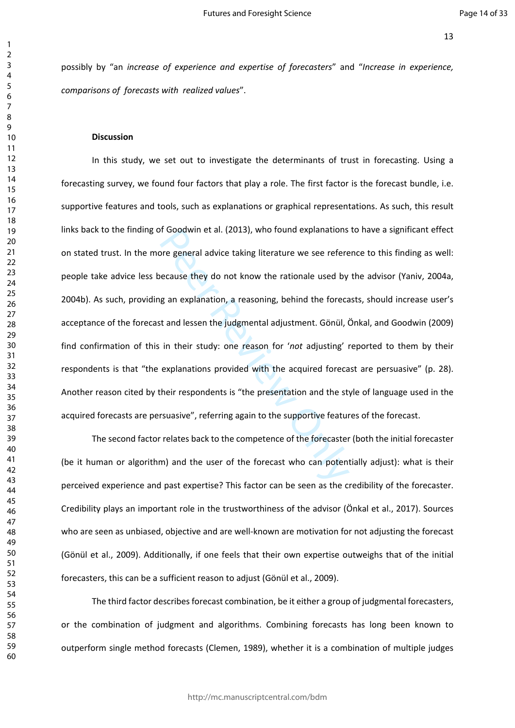possibly by "an *increase of experience and expertise of forecasters*" and "*Increase in experience, comparisons of forecasts with realized values*".

## Discussion

In this study, we set out to investigate the determinants of trust in forecasting. Using a forecasting survey, we found four factors that play a role. The first factor is the forecast bundle, i.e. supportive features and tools, such as explanations or graphical representations. As such, this result links back to the finding of Goodwin et al. (2013), who found explanations to have a significant effect on stated trust. In the more general advice taking literature we see reference to this finding as well: people take advice less because they do not know the rationale used by the advisor (Yaniv, 2004a, 2004b). As such, providing an explanation, a reasoning, behind the forecasts, should increase user's acceptance of the forecast and lessen the judgmental adjustment. Gönül, Önkal, and Goodwin (2009) find confirmation of this in their study: one reason for '*not* adjusting' reported to them by their respondents is that "the explanations provided with the acquired forecast are persuasive" (p. 28). Another reason cited by their respondents is "the presentation and the style of language used in the acquired forecasts are persuasive", referring again to the supportive features of the forecast.

The second factor relates back to the competence of the forecaster (both the initial forecaster (be it human or algorithm) and the user of the forecast who can potentially adjust): what is their perceived experience and past expertise? This factor can be seen as the credibility of the forecaster. Credibility plays an important role in the trustworthiness of the advisor (Önkal et al., 2017). Sources who are seen as unbiased, objective and are well-known are motivation for not adjusting the forecast (Gönül et al., 2009). Additionally, if one feels that their own expertise outweighs that of the initial forecasters, this can be a sufficient reason to adjust (Gönül et al., 2009).

The third factor describes forecast combination, be it either a group of judgmental forecasters, or the combination of judgment and algorithms. Combining forecasts has long been known to outperform single method forecasts (Clemen, 1989), whether it is a combination of multiple judges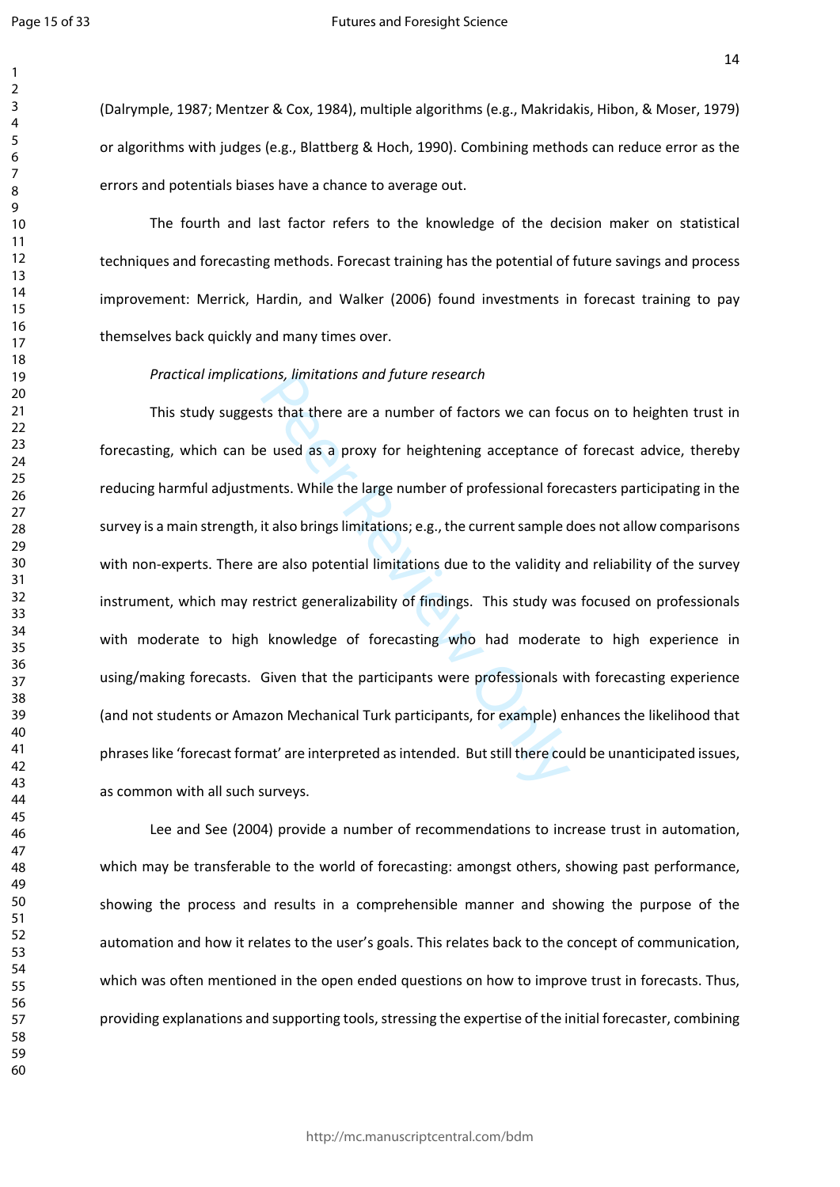(Dalrymple, 1987; Mentzer & Cox, 1984), multiple algorithms (e.g., Makridakis, Hibon, & Moser, 1979) or algorithms with judges (e.g., Blattberg & Hoch, 1990). Combining methods can reduce error as the errors and potentials biases have a chance to average out.

The fourth and last factor refers to the knowledge of the decision maker on statistical techniques and forecasting methods. Forecast training has the potential of future savings and process improvement: Merrick, Hardin, and Walker (2006) found investments in forecast training to pay themselves back quickly and many times over.

*Practical implications, limitations and future research*

This study suggests that there are a number of factors we can focus on to heighten trust in forecasting, which can be used as a proxy for heightening acceptance of forecast advice, thereby reducing harmful adjustments. While the large number of professional forecasters participating in the survey is a main strength, it also brings limitations; e.g., the current sample does not allow comparisons with non-experts. There are also potential limitations due to the validity and reliability of the survey instrument, which may restrict generalizability of findings. This study was focused on professionals with moderate to high knowledge of forecasting who had moderate to high experience in using/making forecasts. Given that the participants were professionals with forecasting experience (and not students or Amazon Mechanical Turk participants, for example) enhances the likelihood that phrases like 'forecast format' are interpreted as intended. But still there could be unanticipated issues, as common with all such surveys.

Lee and See (2004) provide a number of recommendations to increase trust in automation, which may be transferable to the world of forecasting: amongst others, showing past performance, showing the process and results in a comprehensible manner and showing the purpose of the automation and how it relates to the user's goals. This relates back to the concept of communication, which was often mentioned in the open ended questions on how to improve trust in forecasts. Thus, providing explanations and supporting tools, stressing the expertise of the initial forecaster, combining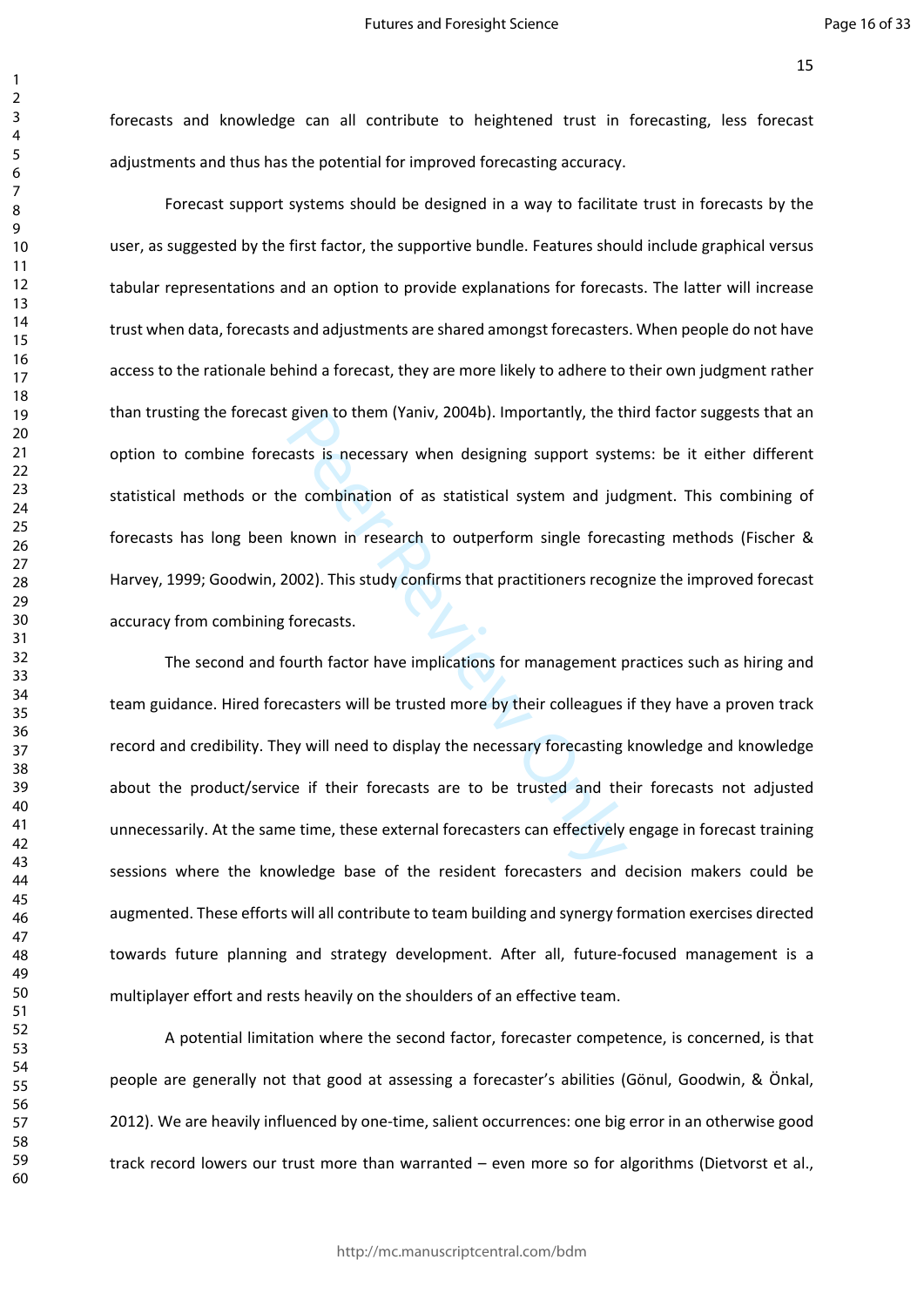forecasts and knowledge can all contribute to heightened trust in forecasting, less forecast adjustments and thus has the potential for improved forecasting accuracy.

Forecast support systems should be designed in a way to facilitate trust in forecasts by the user, as suggested by the first factor, the supportive bundle. Features should include graphical versus tabular representations and an option to provide explanations for forecasts. The latter will increase trust when data, forecasts and adjustments are shared amongst forecasters. When people do not have access to the rationale behind a forecast, they are more likely to adhere to their own judgment rather than trusting the forecast given to them (Yaniv, 2004b). Importantly, the third factor suggests that an option to combine forecasts is necessary when designing support systems: be it either different statistical methods or the combination of as statistical system and judgment. This combining of forecasts has long been known in research to outperform single forecasting methods (Fischer & Harvey, 1999; Goodwin, 2002). This study confirms that practitioners recognize the improved forecast accuracy from combining forecasts.

The second and fourth factor have implications for management practices such as hiring and team guidance. Hired forecasters will be trusted more by their colleagues if they have a proven track record and credibility. They will need to display the necessary forecasting knowledge and knowledge about the product/service if their forecasts are to be trusted and their forecasts not adjusted unnecessarily. At the same time, these external forecasters can effectively engage in forecast training sessions where the knowledge base of the resident forecasters and decision makers could be augmented. These efforts will all contribute to team building and synergy formation exercises directed towards future planning and strategy development. After all, future-focused management is a multiplayer effort and rests heavily on the shoulders of an effective team.

A potential limitation where the second factor, forecaster competence, is concerned, is that people are generally not that good at assessing a forecaster's abilities (Gönul, Goodwin, & Önkal, 2012). We are heavily influenced by one-time, salient occurrences: one big error in an otherwise good track record lowers our trust more than warranted – even more so for algorithms (Dietvorst et al.,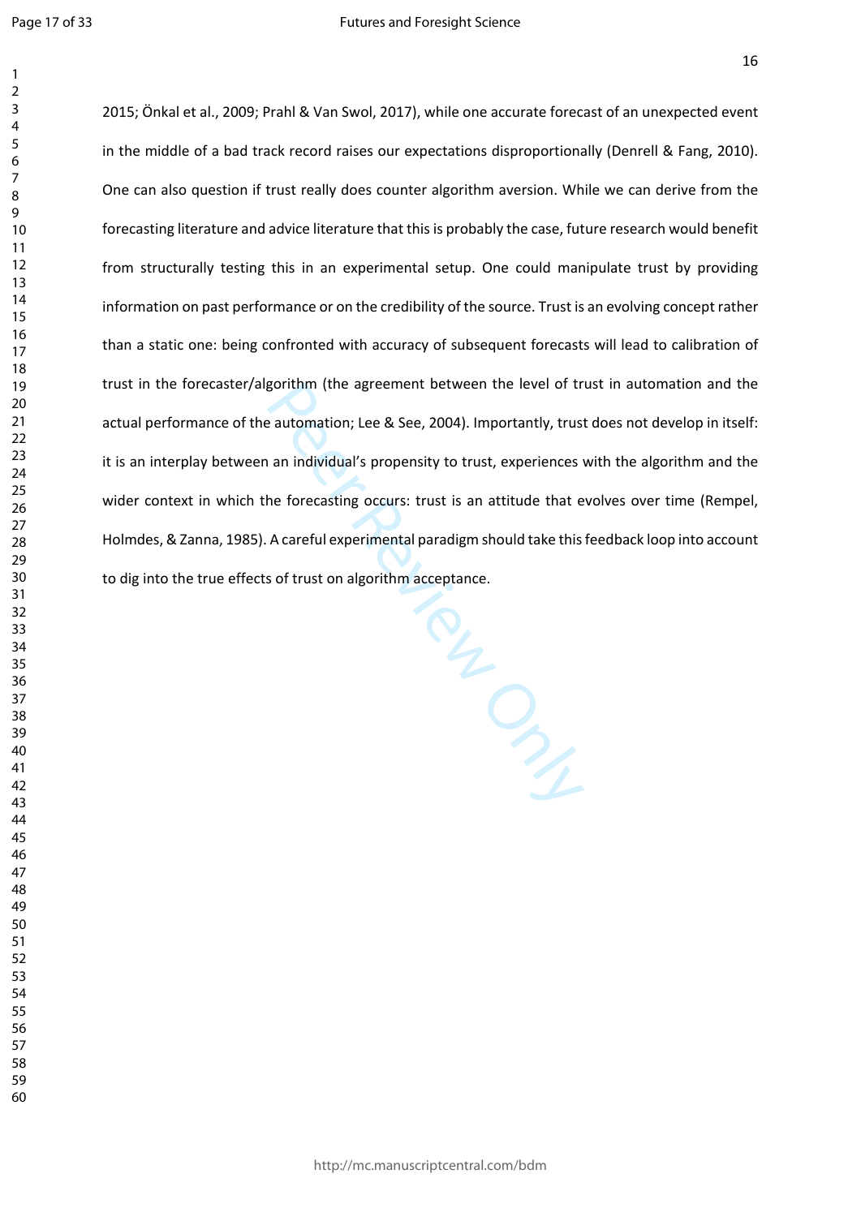2015; Önkal et al., 2009; Prahl & Van Swol, 2017), while one accurate forecast of an unexpected event in the middle of a bad track record raises our expectations disproportionally (Denrell & Fang, 2010). One can also question if trust really does counter algorithm aversion. While we can derive from the forecasting literature and advice literature that this is probably the case, future research would benefit from structurally testing this in an experimental setup. One could manipulate trust by providing information on past performance or on the credibility of the source. Trust is an evolving concept rather than a static one: being confronted with accuracy of subsequent forecasts will lead to calibration of trust in the forecaster/algorithm (the agreement between the level of trust in automation and the actual performance of the automation; Lee & See, 2004). Importantly, trust does not develop in itself: it is an interplay between an individual's propensity to trust, experiences with the algorithm and the wider context in which the forecasting occurs: trust is an attitude that evolves over time (Rempel, Holmdes, & Zanna, 1985). A careful experimental paradigm should take this feedback loop into account to dig into the true effects of trust on algorithm acceptance.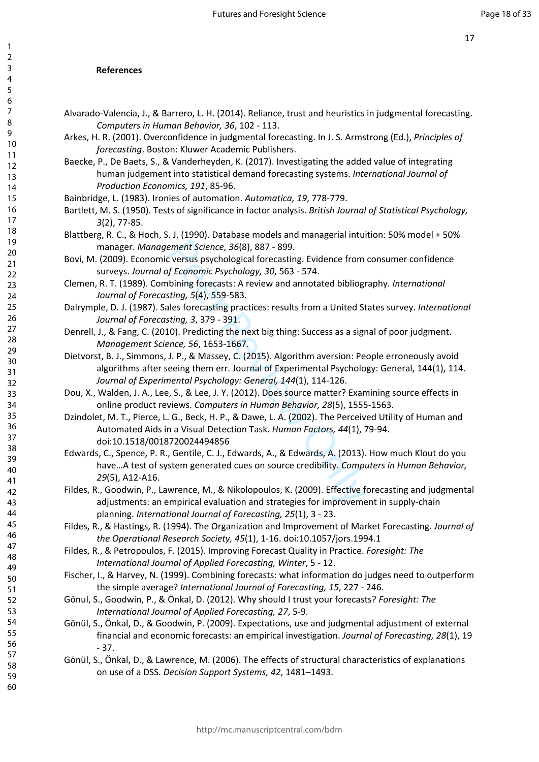**References**

Alvarado-Valencia, J., & Barrero, L. H. (2014). Reliance, trust and heuristics in judgmental forecasting. *Computers in Human Behavior, 36*, 102 - 113.

Arkes, H. R. (2001). Overconfidence in judgmental forecasting. In J. S. Armstrong (Ed.), *Principles of forecasting*. Boston: Kluwer Academic Publishers.

Baecke, P., De Baets, S., & Vanderheyden, K. (2017). Investigating the added value of integrating human judgement into statistical demand forecasting systems. *International Journal of Production Economics, 191*, 85-96.

Bainbridge, L. (1983). Ironies of automation. *Automatica, 19*, 778-779.

Bartlett, M. S. (1950). Tests of significance in factor analysis. *British Journal of Statistical Psychology, 3*(2), 77-85.

Blattberg, R. C., & Hoch, S. J. (1990). Database models and managerial intuition: 50% model + 50% manager. *Management Science, 36*(8), 887 - 899.

Bovi, M. (2009). Economic versus psychological forecasting. Evidence from consumer confidence surveys. *Journal of Economic Psychology, 30*, 563 - 574.

Clemen, R. T. (1989). Combining forecasts: A review and annotated bibliography. *International Journal of Forecasting, 5*(4), 559-583.

Dalrymple, D. J. (1987). Sales forecasting practices: results from a United States survey. *International Journal of Forecasting, 3*, 379 - 391.

Denrell, J., & Fang, C. (2010). Predicting the next big thing: Success as a signal of poor judgment. *Management Science, 56*, 1653-1667.

Dietvorst, B. J., Simmons, J. P., & Massey, C. (2015). Algorithm aversion: People erroneously avoid algorithms after seeing them err. Journal of Experimental Psychology: General, 144(1), 114. *Journal of Experimental Psychology: General, 144*(1), 114-126.

Dou, X., Walden, J. A., Lee, S., & Lee, J. Y. (2012). Does source matter? Examining source effects in online product reviews. *Computers in Human Behavior, 28*(5), 1555-1563.

Dzindolet, M. T., Pierce, L. G., Beck, H. P., & Dawe, L. A. (2002). The Perceived Utility of Human and Automated Aids in a Visual Detection Task. *Human Factors, 44*(1), 79-94. doi:10.1518/0018720024494856

Edwards, C., Spence, P. R., Gentile, C. J., Edwards, A., & Edwards, A. (2013). How much Klout do you have…A test of system generated cues on source credibility. *Computers in Human Behavior, 29*(5), A12-A16.

Fildes, R., Goodwin, P., Lawrence, M., & Nikolopoulos, K. (2009). Effective forecasting and judgmental adjustments: an empirical evaluation and strategies for improvement in supply-chain planning. *International Journal of Forecasting, 25*(1), 3 - 23.

Fildes, R., & Hastings, R. (1994). The Organization and Improvement of Market Forecasting. *Journal of the Operational Research Society, 45*(1), 1-16. doi:10.1057/jors.1994.1

Fildes, R., & Petropoulos, F. (2015). Improving Forecast Quality in Practice. *Foresight: The International Journal of Applied Forecasting, Winter*, 5 - 12.

Fischer, I., & Harvey, N. (1999). Combining forecasts: what information do judges need to outperform the simple average? *International Journal of Forecasting, 15*, 227 - 246.

Gönül, S., Goodwin, P., & Önkal, D. (2012). Why should I trust your forecasts? *Foresight: The International Journal of Applied Forecasting, 27*, 5-9.

Gönül, S., Önkal, D., & Goodwin, P. (2009). Expectations, use and judgmental adjustment of external financial and economic forecasts: an empirical investigation. *Journal of Forecasting, 28*(1), 19 - 37.

Gönül, S., Önkal, D., & Lawrence, M. (2006). The effects of structural characteristics of explanations on use of a DSS. *Decision Support Systems, 42*, 1481–1493.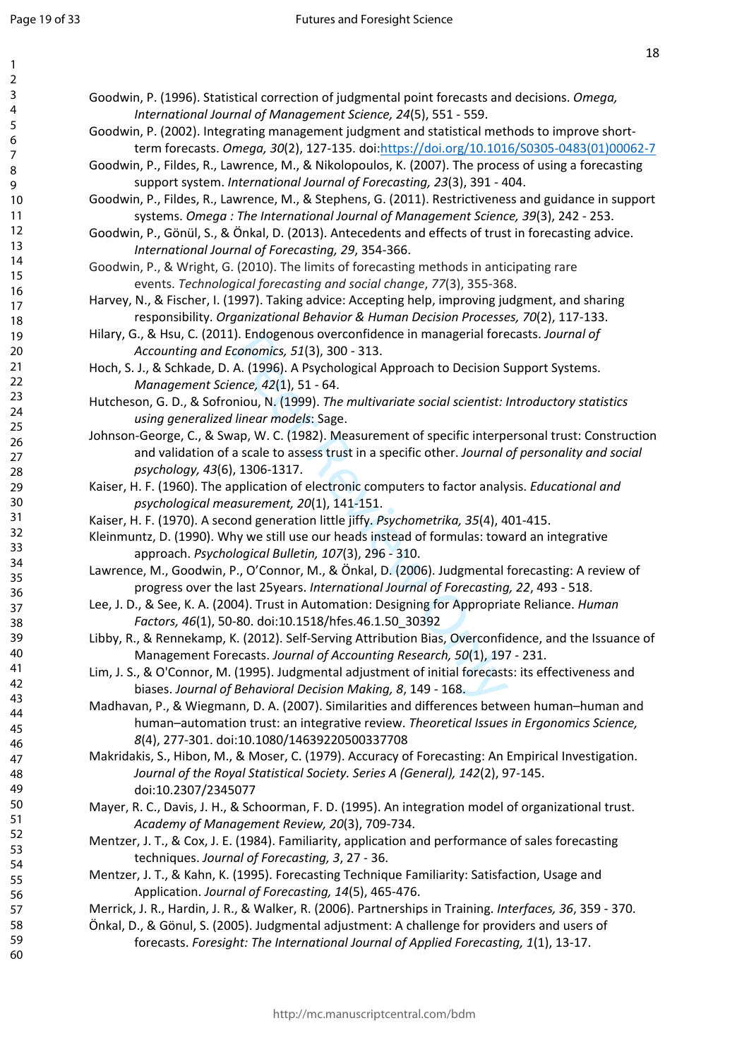Goodwin, P. (1996). Statistical correction of judgmental point forecasts and decisions. *Omega, International Journal of Management Science, 24*(5), 551 - 559.

Goodwin, P. (2002). Integrating management judgment and statistical methods to improve short-term forecasts. *Omega, 30*(2), 127-135. doi:https://doi.org/10.1016/S0305-0483(01)00062-7

Goodwin, P., Fildes, R., Lawrence, M., & Nikolopoulos, K. (2007). The process of using a forecasting support system. *International Journal of Forecasting, 23*(3), 391 - 404.

Goodwin, P., Fildes, R., Lawrence, M., & Stephens, G. (2011). Restrictiveness and guidance in support systems. *Omega : The International Journal of Management Science, 39*(3), 242 - 253.

Goodwin, P., Gönül, S., & Önkal, D. (2013). Antecedents and effects of trust in forecasting advice. *International Journal of Forecasting, 29*, 354-366.

Goodwin, P., & Wright, G. (2010). The limits of forecasting methods in anticipating rare events. *Technological forecasting and social change*, *77*(3), 355-368.

Harvey, N., & Fischer, I. (1997). Taking advice: Accepting help, improving judgment, and sharing responsibility. *Organizational Behavior & Human Decision Processes, 70*(2), 117-133.

Hilary, G., & Hsu, C. (2011). Endogenous overconfidence in managerial forecasts. *Journal of Accounting and Economics, 51*(3), 300 - 313.

Hoch, S. J., & Schkade, D. A. (1996). A Psychological Approach to Decision Support Systems. *Management Science, 42*(1), 51 - 64.

Hutcheson, G. D., & Sofroniou, N. (1999). *The multivariate social scientist: Introductory statistics using generalized linear models*: Sage.

Johnson-George, C., & Swap, W. C. (1982). Measurement of specific interpersonal trust: Construction and validation of a scale to assess trust in a specific other. *Journal of personality and social psychology, 43*(6), 1306-1317.

Kaiser, H. F. (1960). The application of electronic computers to factor analysis. *Educational and psychological measurement, 20*(1), 141-151.

Kaiser, H. F. (1970). A second generation little jiffy. *Psychometrika, 35*(4), 401-415.

Kleinmuntz, D. (1990). Why we still use our heads instead of formulas: toward an integrative approach. *Psychological Bulletin, 107*(3), 296 - 310.

Lawrence, M., Goodwin, P., O'Connor, M., & Önkal, D. (2006). Judgmental forecasting: A review of progress over the last 25years. *International Journal of Forecasting, 22*, 493 - 518.

Lee, J. D., & See, K. A. (2004). Trust in Automation: Designing for Appropriate Reliance. *Human Factors, 46*(1), 50-80. doi:10.1518/hfes.46.1.50_30392

Libby, R., & Rennekamp, K. (2012). Self-Serving Attribution Bias, Overconfidence, and the Issuance of Management Forecasts. *Journal of Accounting Research, 50*(1), 197 - 231.

Lim, J. S., & O'Connor, M. (1995). Judgmental adjustment of initial forecasts: its effectiveness and biases. *Journal of Behavioral Decision Making, 8*, 149 - 168.

Madhavan, P., & Wiegmann, D. A. (2007). Similarities and differences between human–human and human–automation trust: an integrative review. *Theoretical Issues in Ergonomics Science, 8*(4), 277-301. doi:10.1080/14639220500337708

Makridakis, S., Hibon, M., & Moser, C. (1979). Accuracy of Forecasting: An Empirical Investigation. *Journal of the Royal Statistical Society. Series A (General), 142*(2), 97-145. doi:10.2307/2345077

Mayer, R. C., Davis, J. H., & Schoorman, F. D. (1995). An integration model of organizational trust. *Academy of Management Review, 20*(3), 709-734.

Mentzer, J. T., & Cox, J. E. (1984). Familiarity, application and performance of sales forecasting techniques. *Journal of Forecasting, 3*, 27 - 36.

Mentzer, J. T., & Kahn, K. (1995). Forecasting Technique Familiarity: Satisfaction, Usage and Application. *Journal of Forecasting, 14*(5), 465-476.

Merrick, J. R., Hardin, J. R., & Walker, R. (2006). Partnerships in Training. *Interfaces, 36*, 359 - 370.

Önkal, D., & Gönul, S. (2005). Judgmental adjustment: A challenge for providers and users of forecasts. *Foresight: The International Journal of Applied Forecasting, 1*(1), 13-17.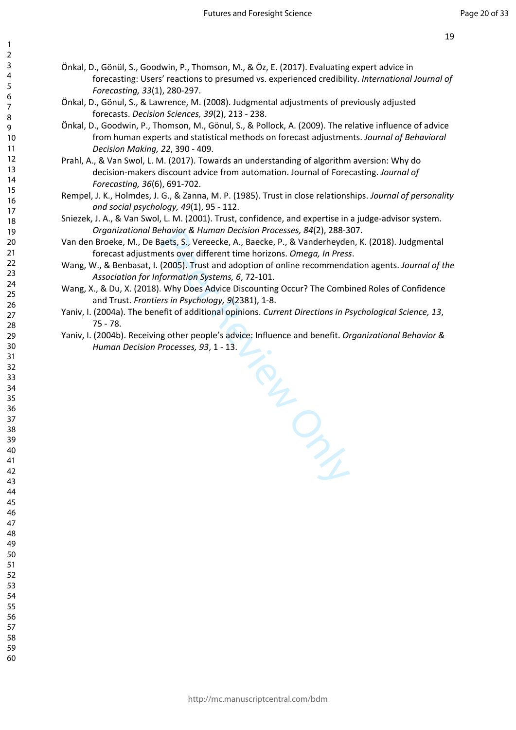Önkal, D., Gönül, S., Goodwin, P., Thomson, M., & Öz, E. (2017). Evaluating expert advice in forecasting: Users' reactions to presumed vs. experienced credibility. *International Journal of Forecasting, 33*(1), 280-297.

Önkal, D., Gönül, S., & Lawrence, M. (2008). Judgmental adjustments of previously adjusted forecasts. *Decision Sciences, 39*(2), 213 - 238.

Önkal, D., Goodwin, P., Thomson, M., Gönul, S., & Pollock, A. (2009). The relative influence of advice from human experts and statistical methods on forecast adjustments. *Journal of Behavioral Decision Making, 22*, 390 - 409.

Prahl, A., & Van Swol, L. M. (2017). Towards an understanding of algorithm aversion: Why do decision-makers discount advice from automation. Journal of Forecasting. *Journal of Forecasting, 36*(6), 691-702.

Rempel, J. K., Holmdes, J. G., & Zanna, M. P. (1985). Trust in close relationships. *Journal of personality and social psychology, 49*(1), 95 - 112.

Sniezek, J. A., & Van Swol, L. M. (2001). Trust, confidence, and expertise in a judge-advisor system. *Organizational Behavior & Human Decision Processes, 84*(2), 288-307.

Van den Broeke, M., De Baets, S., Vereecke, A., Baecke, P., & Vanderheyden, K. (2018). Judgmental forecast adjustments over different time horizons. *Omega, In Press*.

Wang, W., & Benbasat, I. (2005). Trust and adoption of online recommendation agents. *Journal of the Association for Information Systems, 6*, 72-101.

Wang, X., & Du, X. (2018). Why Does Advice Discounting Occur? The Combined Roles of Confidence and Trust. *Frontiers in Psychology, 9*(2381), 1-8.

Yaniv, I. (2004a). The benefit of additional opinions. *Current Directions in Psychological Science, 13*, 75 - 78.

Yaniv, I. (2004b). Receiving other people's advice: Influence and benefit. *Organizational Behavior & Human Decision Processes, 93*, 1 - 13.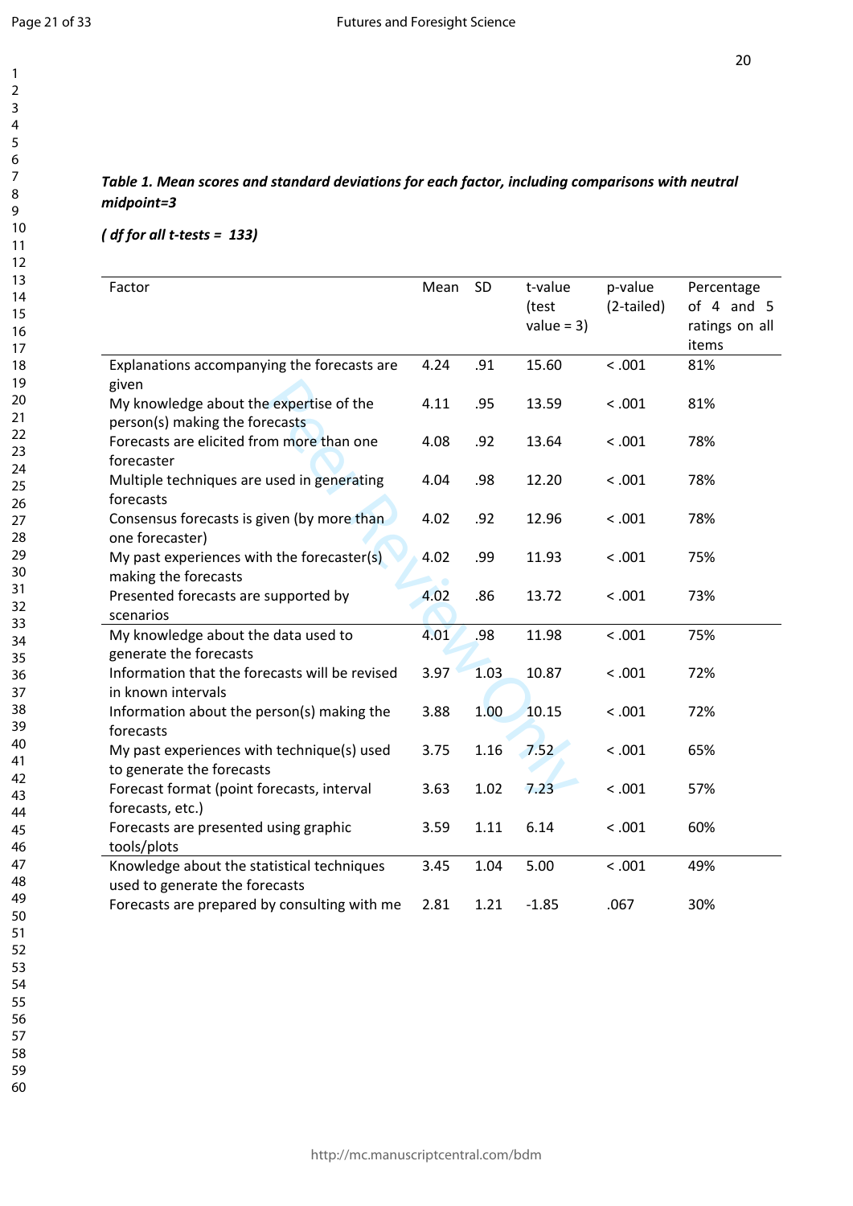***Table 1. Mean scores and standard deviations for each factor, including comparisons with neutral midpoint=3***

***( df for all t-tests = 133)***

| Factor | Mean | SD | t-value (test value = 3) | p-value (2-tailed) | Percentage of 4 and 5 ratings on all items |
|---|---|---|---|---|---|
| Explanations accompanying the forecasts are given | 4.24 | .91 | 15.60 | < .001 | 81% |
| My knowledge about the expertise of the person(s) making the forecasts | 4.11 | .95 | 13.59 | < .001 | 81% |
| Forecasts are elicited from more than one forecaster | 4.08 | .92 | 13.64 | < .001 | 78% |
| Multiple techniques are used in generating forecasts | 4.04 | .98 | 12.20 | < .001 | 78% |
| Consensus forecasts is given (by more than one forecaster) | 4.02 | .92 | 12.96 | < .001 | 78% |
| My past experiences with the forecaster(s) making the forecasts | 4.02 | .99 | 11.93 | < .001 | 75% |
| Presented forecasts are supported by scenarios | 4.02 | .86 | 13.72 | < .001 | 73% |
| My knowledge about the data used to generate the forecasts | 4.01 | .98 | 11.98 | < .001 | 75% |
| Information that the forecasts will be revised in known intervals | 3.97 | 1.03 | 10.87 | < .001 | 72% |
| Information about the person(s) making the forecasts | 3.88 | 1.00 | 10.15 | < .001 | 72% |
| My past experiences with technique(s) used to generate the forecasts | 3.75 | 1.16 | 7.52 | < .001 | 65% |
| Forecast format (point forecasts, interval forecasts, etc.) | 3.63 | 1.02 | 7.23 | < .001 | 57% |
| Forecasts are presented using graphic tools/plots | 3.59 | 1.11 | 6.14 | < .001 | 60% |
| Knowledge about the statistical techniques used to generate the forecasts | 3.45 | 1.04 | 5.00 | < .001 | 49% |
| Forecasts are prepared by consulting with me | 2.81 | 1.21 | -1.85 | .067 | 30% |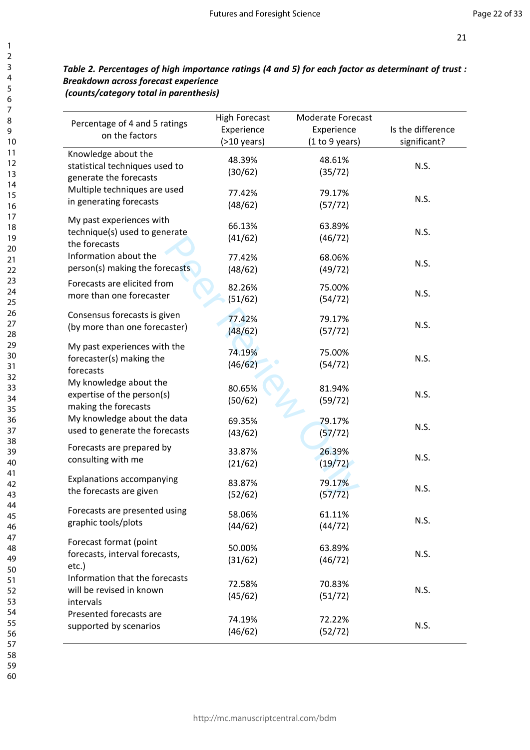***Table 2. Percentages of high importance ratings (4 and 5) for each factor as determinant of trust : Breakdown across forecast experience (counts/category total in parenthesis)***

| Percentage of 4 and 5 ratings on the factors | High Forecast Experience (>10 years) | Moderate Forecast Experience (1 to 9 years) | Is the difference significant? |
|---|---|---|---|
| Knowledge about the statistical techniques used to generate the forecasts | 48.39% (30/62) | 48.61% (35/72) | N.S. |
| Multiple techniques are used in generating forecasts | 77.42% (48/62) | 79.17% (57/72) | N.S. |
| My past experiences with technique(s) used to generate the forecasts | 66.13% (41/62) | 63.89% (46/72) | N.S. |
| Information about the person(s) making the forecasts | 77.42% (48/62) | 68.06% (49/72) | N.S. |
| Forecasts are elicited from more than one forecaster | 82.26% (51/62) | 75.00% (54/72) | N.S. |
| Consensus forecasts is given (by more than one forecaster) | 77.42% (48/62) | 79.17% (57/72) | N.S. |
| My past experiences with the forecaster(s) making the forecasts | 74.19% (46/62) | 75.00% (54/72) | N.S. |
| My knowledge about the expertise of the person(s) making the forecasts | 80.65% (50/62) | 81.94% (59/72) | N.S. |
| My knowledge about the data used to generate the forecasts | 69.35% (43/62) | 79.17% (57/72) | N.S. |
| Forecasts are prepared by consulting with me | 33.87% (21/62) | 26.39% (19/72) | N.S. |
| Explanations accompanying the forecasts are given | 83.87% (52/62) | 79.17% (57/72) | N.S. |
| Forecasts are presented using graphic tools/plots | 58.06% (44/62) | 61.11% (44/72) | N.S. |
| Forecast format (point forecasts, interval forecasts, etc.) | 50.00% (31/62) | 63.89% (46/72) | N.S. |
| Information that the forecasts will be revised in known intervals | 72.58% (45/62) | 70.83% (51/72) | N.S. |
| Presented forecasts are supported by scenarios | 74.19% (46/62) | 72.22% (52/72) | N.S. |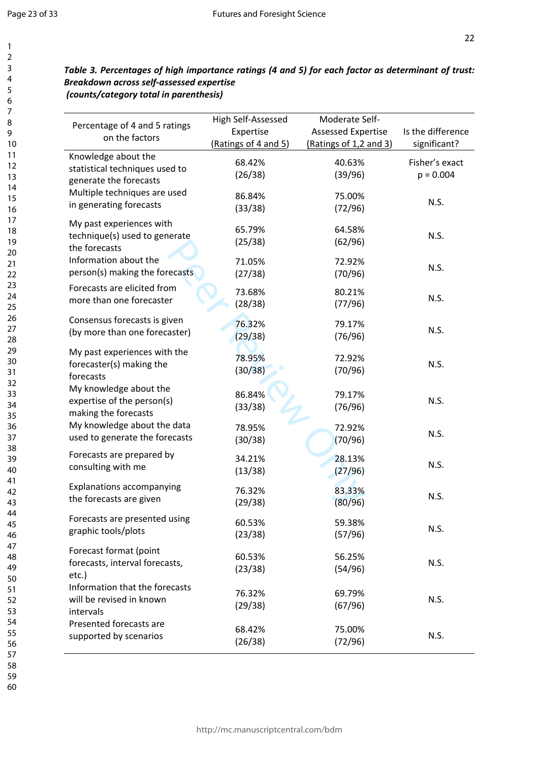***Table 3. Percentages of high importance ratings (4 and 5) for each factor as determinant of trust: Breakdown across self-assessed expertise (counts/category total in parenthesis)***

| Percentage of 4 and 5 ratings on the factors | High Self-Assessed Expertise (Ratings of 4 and 5) | Moderate Self-Assessed Expertise (Ratings of 1,2 and 3) | Is the difference significant? |
|---|---|---|---|
| Knowledge about the statistical techniques used to generate the forecasts | 68.42% (26/38) | 40.63% (39/96) | Fisher's exact p = 0.004 |
| Multiple techniques are used in generating forecasts | 86.84% (33/38) | 75.00% (72/96) | N.S. |
| My past experiences with technique(s) used to generate the forecasts | 65.79% (25/38) | 64.58% (62/96) | N.S. |
| Information about the person(s) making the forecasts | 71.05% (27/38) | 72.92% (70/96) | N.S. |
| Forecasts are elicited from more than one forecaster | 73.68% (28/38) | 80.21% (77/96) | N.S. |
| Consensus forecasts is given (by more than one forecaster) | 76.32% (29/38) | 79.17% (76/96) | N.S. |
| My past experiences with the forecaster(s) making the forecasts | 78.95% (30/38) | 72.92% (70/96) | N.S. |
| My knowledge about the expertise of the person(s) making the forecasts | 86.84% (33/38) | 79.17% (76/96) | N.S. |
| My knowledge about the data used to generate the forecasts | 78.95% (30/38) | 72.92% (70/96) | N.S. |
| Forecasts are prepared by consulting with me | 34.21% (13/38) | 28.13% (27/96) | N.S. |
| Explanations accompanying the forecasts are given | 76.32% (29/38) | 83.33% (80/96) | N.S. |
| Forecasts are presented using graphic tools/plots | 60.53% (23/38) | 59.38% (57/96) | N.S. |
| Forecast format (point forecasts, interval forecasts, etc.) | 60.53% (23/38) | 56.25% (54/96) | N.S. |
| Information that the forecasts will be revised in known intervals | 76.32% (29/38) | 69.79% (67/96) | N.S. |
| Presented forecasts are supported by scenarios | 68.42% (26/38) | 75.00% (72/96) | N.S. |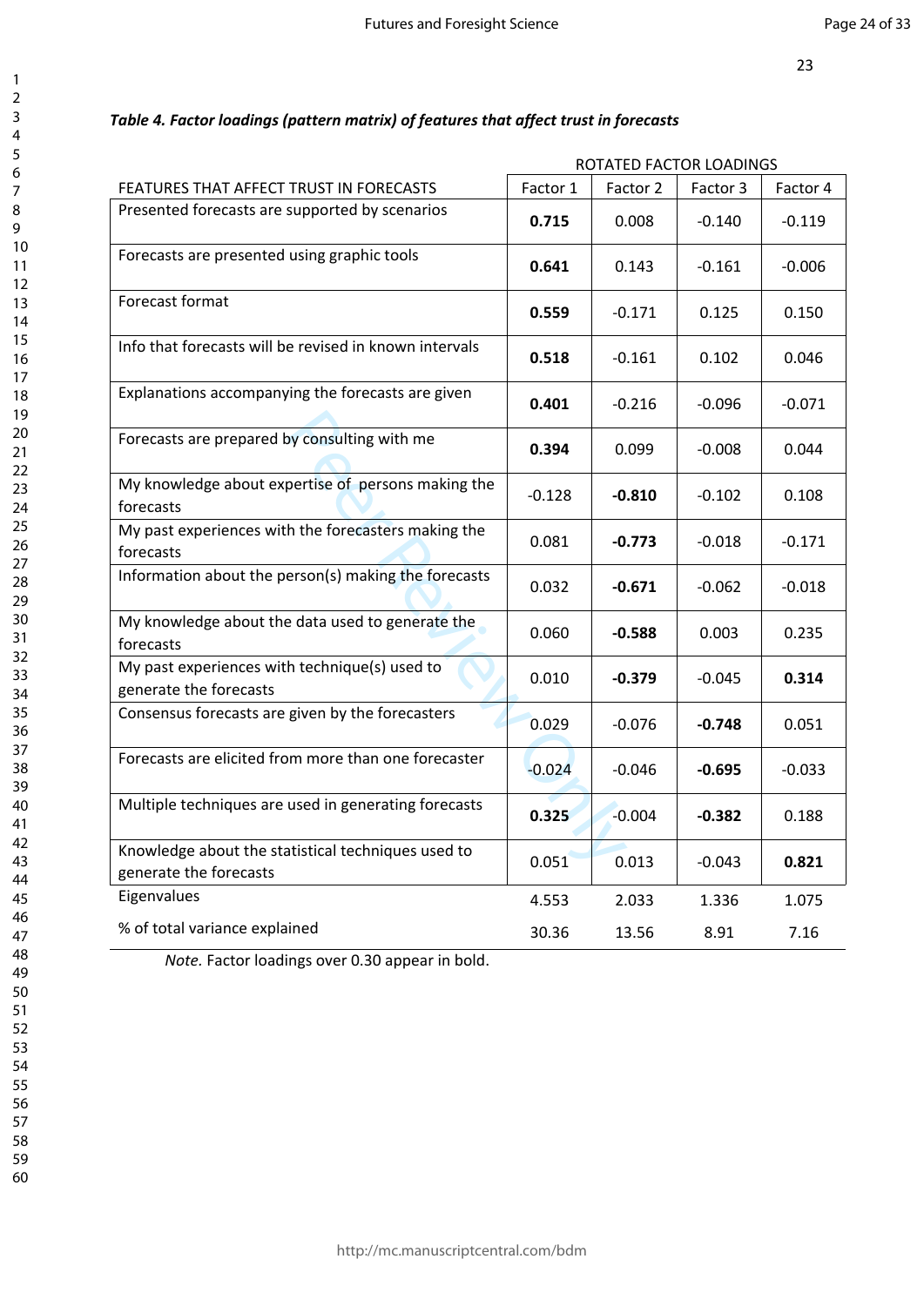***Table 4. Factor loadings (pattern matrix) of features that affect trust in forecasts***

| | ROTATED FACTOR LOADINGS | | | |
|---|---|---|---|---|
| FEATURES THAT AFFECT TRUST IN FORECASTS | Factor 1 | Factor 2 | Factor 3 | Factor 4 |
| Presented forecasts are supported by scenarios | **0.715** | 0.008 | -0.140 | -0.119 |
| Forecasts are presented using graphic tools | **0.641** | 0.143 | -0.161 | -0.006 |
| Forecast format | **0.559** | -0.171 | 0.125 | 0.150 |
| Info that forecasts will be revised in known intervals | **0.518** | -0.161 | 0.102 | 0.046 |
| Explanations accompanying the forecasts are given | **0.401** | -0.216 | -0.096 | -0.071 |
| Forecasts are prepared by consulting with me | **0.394** | 0.099 | -0.008 | 0.044 |
| My knowledge about expertise of persons making the forecasts | -0.128 | **-0.810** | -0.102 | 0.108 |
| My past experiences with the forecasters making the forecasts | 0.081 | **-0.773** | -0.018 | -0.171 |
| Information about the person(s) making the forecasts | 0.032 | **-0.671** | -0.062 | -0.018 |
| My knowledge about the data used to generate the forecasts | 0.060 | **-0.588** | 0.003 | 0.235 |
| My past experiences with technique(s) used to generate the forecasts | 0.010 | **-0.379** | -0.045 | **0.314** |
| Consensus forecasts are given by the forecasters | 0.029 | -0.076 | **-0.748** | 0.051 |
| Forecasts are elicited from more than one forecaster | -0.024 | -0.046 | **-0.695** | -0.033 |
| Multiple techniques are used in generating forecasts | **0.325** | -0.004 | **-0.382** | 0.188 |
| Knowledge about the statistical techniques used to generate the forecasts | 0.051 | 0.013 | -0.043 | **0.821** |
| Eigenvalues | 4.553 | 2.033 | 1.336 | 1.075 |
| % of total variance explained | 30.36 | 13.56 | 8.91 | 7.16 |

*Note.* Factor loadings over 0.30 appear in bold.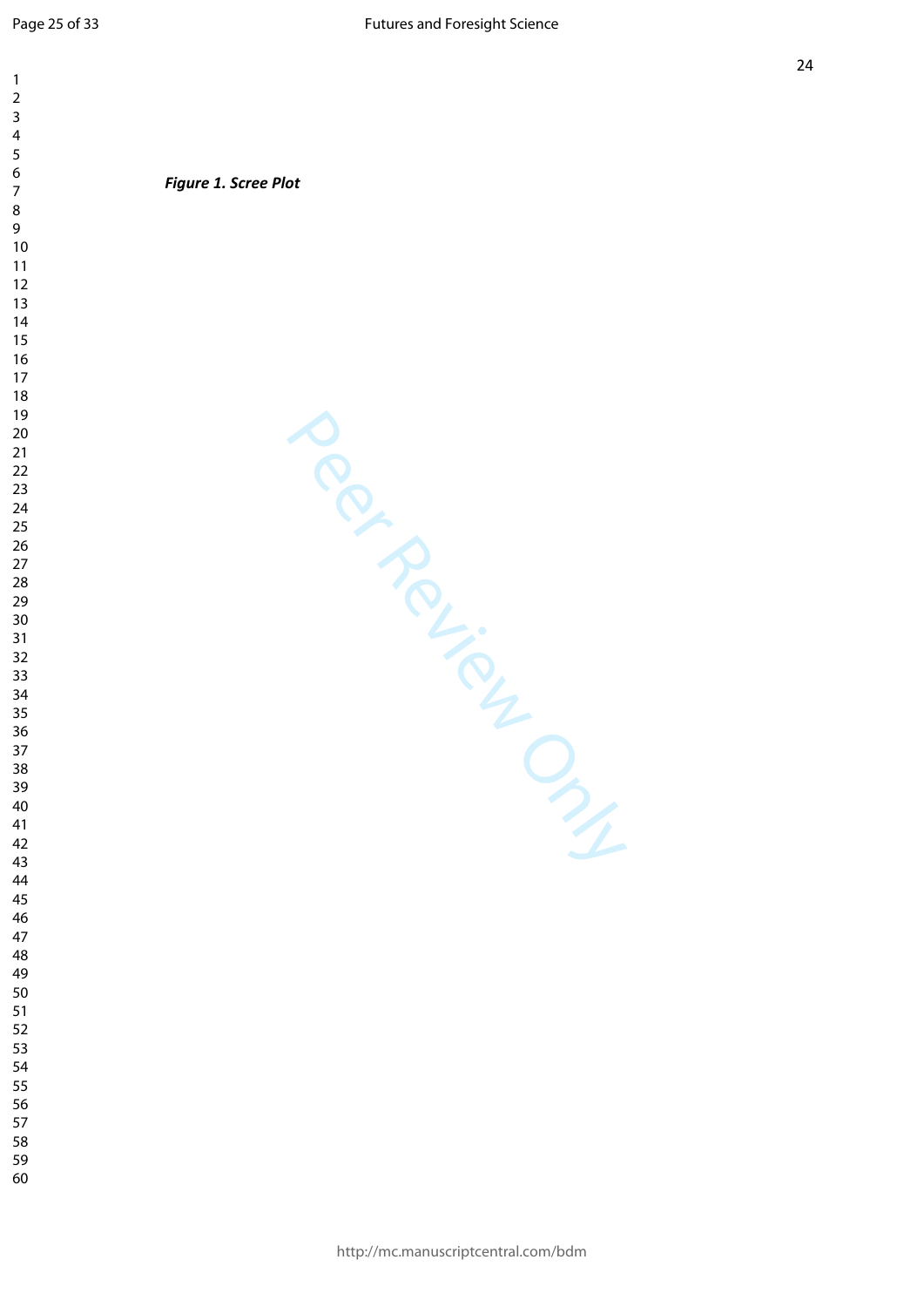***Figure 1. Scree Plot***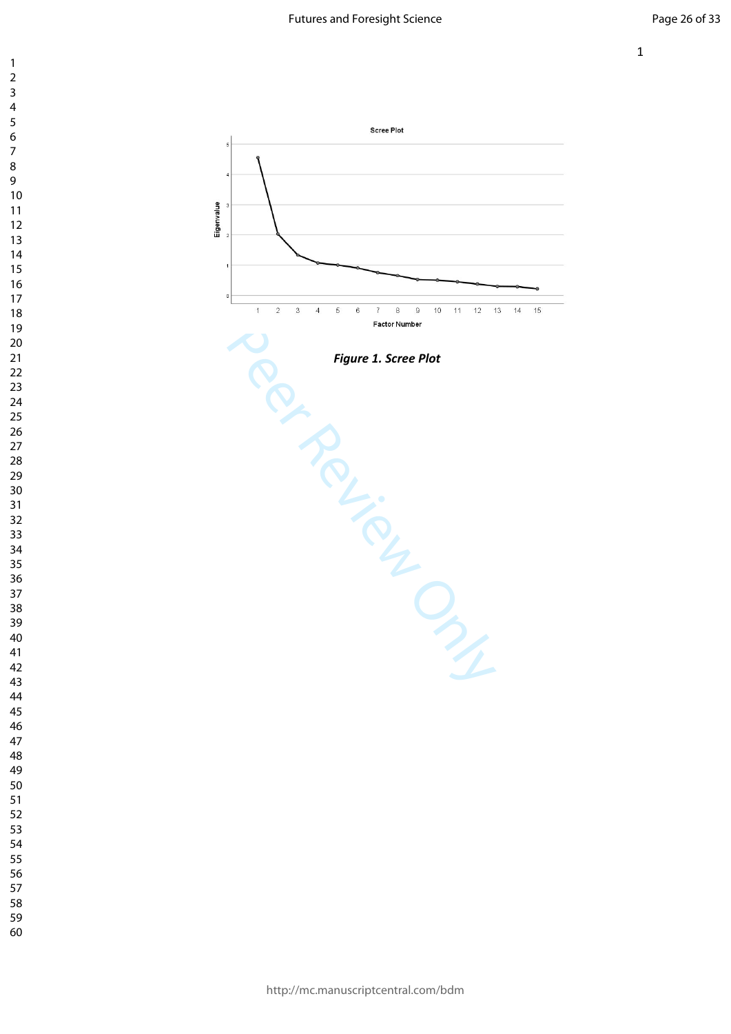Scree Plot

Eigenvalue

5
4
3
2
1
0

1 2 3 4 5 6 7 8 9 10 11 12 13 14 15

Factor Number

***Figure 1. Scree Plot***